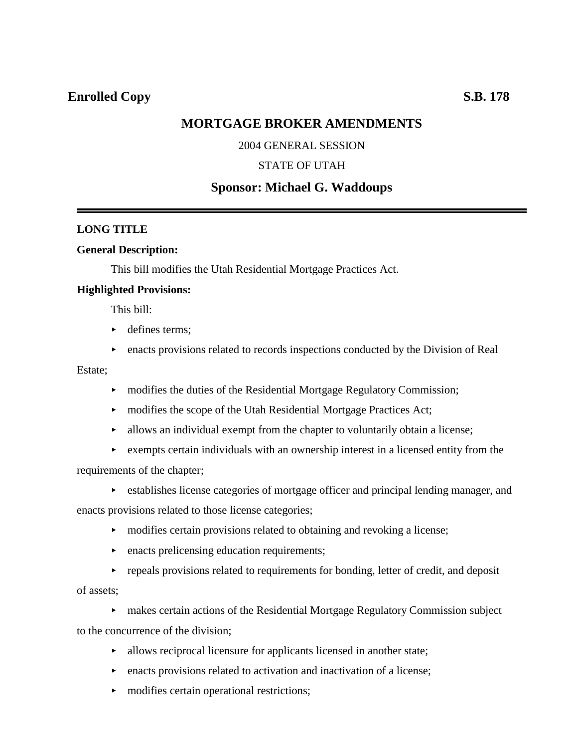**Enrolled Copy** **S.B. 178**

# MORTGAGE BROKER AMENDMENTS

2004 GENERAL SESSION

STATE OF UTAH

## Sponsor: Michael G. Waddoups

---

**LONG TITLE**

**General Description:**

This bill modifies the Utah Residential Mortgage Practices Act.

**Highlighted Provisions:**

This bill:

- defines terms;
- enacts provisions related to records inspections conducted by the Division of Real Estate;
- modifies the duties of the Residential Mortgage Regulatory Commission;
- modifies the scope of the Utah Residential Mortgage Practices Act;
- allows an individual exempt from the chapter to voluntarily obtain a license;
- exempts certain individuals with an ownership interest in a licensed entity from the requirements of the chapter;
- establishes license categories of mortgage officer and principal lending manager, and enacts provisions related to those license categories;
- modifies certain provisions related to obtaining and revoking a license;
- enacts prelicensing education requirements;
- repeals provisions related to requirements for bonding, letter of credit, and deposit of assets;
- makes certain actions of the Residential Mortgage Regulatory Commission subject to the concurrence of the division;
- allows reciprocal licensure for applicants licensed in another state;
- enacts provisions related to activation and inactivation of a license;
- modifies certain operational restrictions;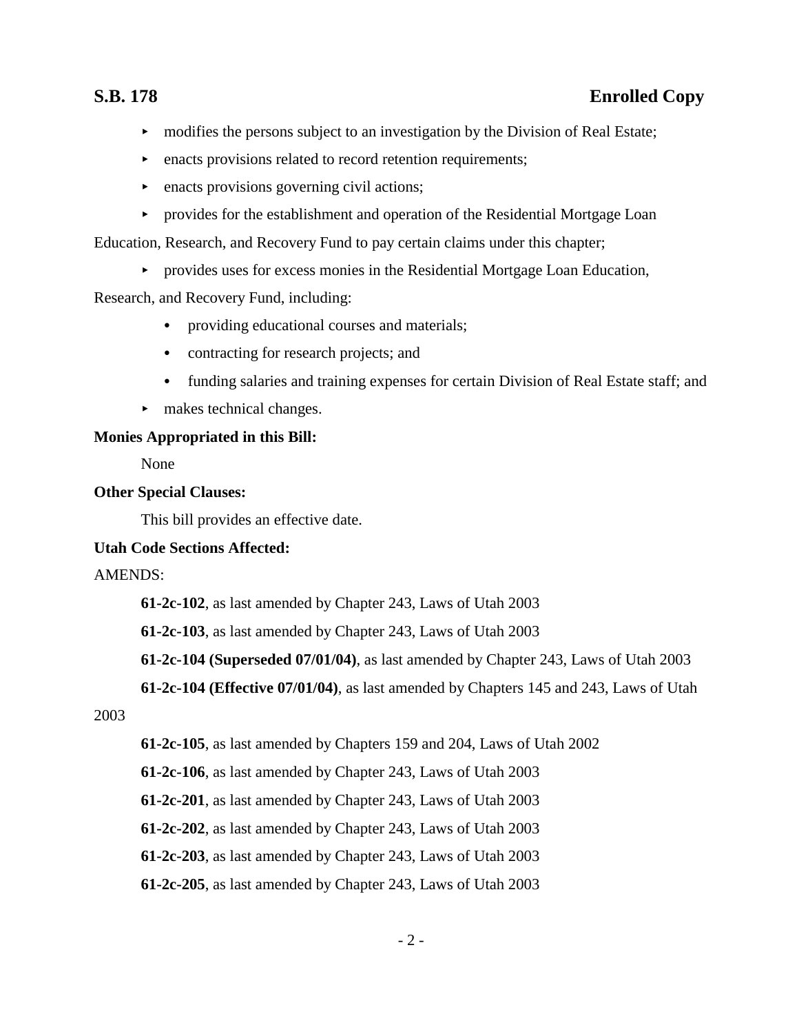- modifies the persons subject to an investigation by the Division of Real Estate;
- enacts provisions related to record retention requirements;
- enacts provisions governing civil actions;
- provides for the establishment and operation of the Residential Mortgage Loan Education, Research, and Recovery Fund to pay certain claims under this chapter;
- provides uses for excess monies in the Residential Mortgage Loan Education, Research, and Recovery Fund, including:
  - providing educational courses and materials;
  - contracting for research projects; and
  - funding salaries and training expenses for certain Division of Real Estate staff; and
- makes technical changes.

**Monies Appropriated in this Bill:**

None

**Other Special Clauses:**

This bill provides an effective date.

**Utah Code Sections Affected:**

AMENDS:

**61-2c-102**, as last amended by Chapter 243, Laws of Utah 2003

**61-2c-103**, as last amended by Chapter 243, Laws of Utah 2003

**61-2c-104 (Superseded 07/01/04)**, as last amended by Chapter 243, Laws of Utah 2003

**61-2c-104 (Effective 07/01/04)**, as last amended by Chapters 145 and 243, Laws of Utah 2003

**61-2c-105**, as last amended by Chapters 159 and 204, Laws of Utah 2002

**61-2c-106**, as last amended by Chapter 243, Laws of Utah 2003

**61-2c-201**, as last amended by Chapter 243, Laws of Utah 2003

**61-2c-202**, as last amended by Chapter 243, Laws of Utah 2003

**61-2c-203**, as last amended by Chapter 243, Laws of Utah 2003

**61-2c-205**, as last amended by Chapter 243, Laws of Utah 2003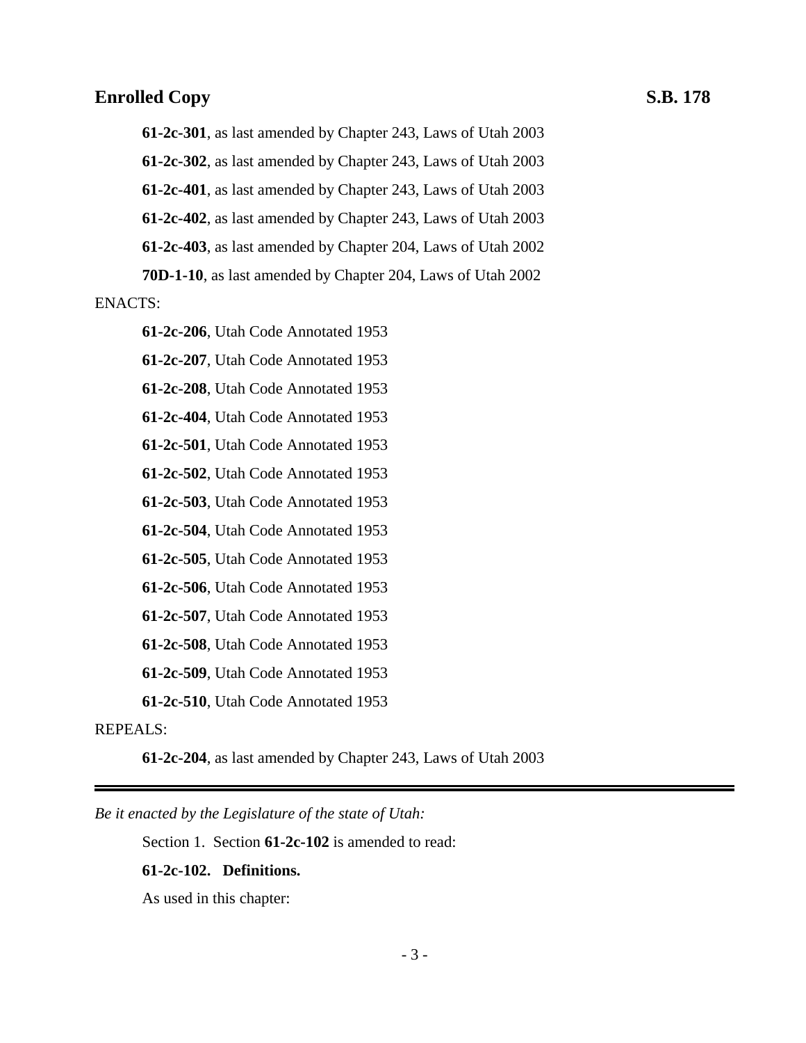**61-2c-301**, as last amended by Chapter 243, Laws of Utah 2003

**61-2c-302**, as last amended by Chapter 243, Laws of Utah 2003

**61-2c-401**, as last amended by Chapter 243, Laws of Utah 2003

**61-2c-402**, as last amended by Chapter 243, Laws of Utah 2003

**61-2c-403**, as last amended by Chapter 204, Laws of Utah 2002

**70D-1-10**, as last amended by Chapter 204, Laws of Utah 2002

ENACTS:

**61-2c-206**, Utah Code Annotated 1953

**61-2c-207**, Utah Code Annotated 1953

**61-2c-208**, Utah Code Annotated 1953

**61-2c-404**, Utah Code Annotated 1953

**61-2c-501**, Utah Code Annotated 1953

**61-2c-502**, Utah Code Annotated 1953

**61-2c-503**, Utah Code Annotated 1953

**61-2c-504**, Utah Code Annotated 1953

**61-2c-505**, Utah Code Annotated 1953

**61-2c-506**, Utah Code Annotated 1953

**61-2c-507**, Utah Code Annotated 1953

**61-2c-508**, Utah Code Annotated 1953

**61-2c-509**, Utah Code Annotated 1953

**61-2c-510**, Utah Code Annotated 1953

REPEALS:

**61-2c-204**, as last amended by Chapter 243, Laws of Utah 2003

---

*Be it enacted by the Legislature of the state of Utah:*

Section 1. Section **61-2c-102** is amended to read:

**61-2c-102. Definitions.**

As used in this chapter: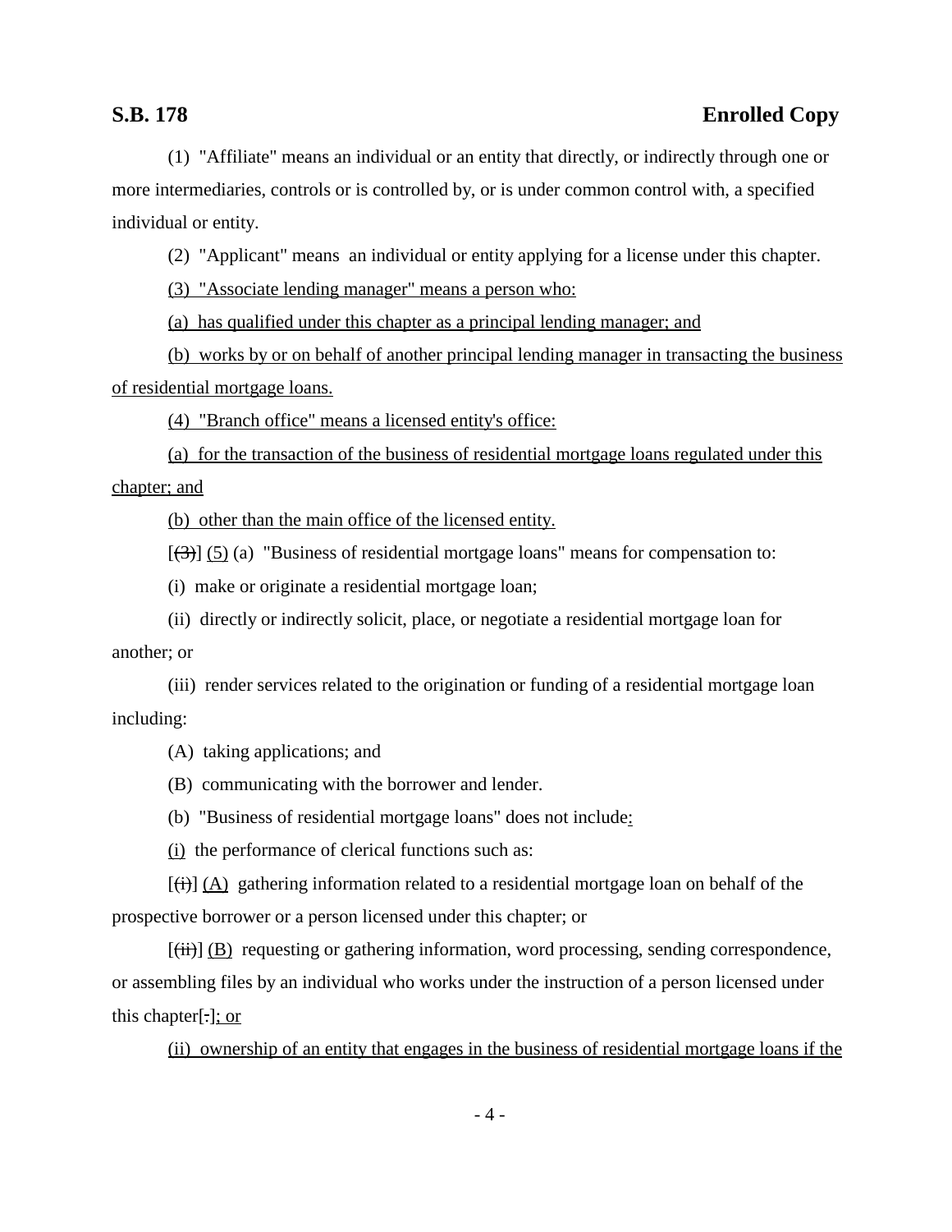(1) "Affiliate" means an individual or an entity that directly, or indirectly through one or more intermediaries, controls or is controlled by, or is under common control with, a specified individual or entity.

(2) "Applicant" means an individual or entity applying for a license under this chapter.

<u>(3) "Associate lending manager" means a person who:</u>

<u>(a) has qualified under this chapter as a principal lending manager; and</u>

<u>(b) works by or on behalf of another principal lending manager in transacting the business of residential mortgage loans.</u>

<u>(4) "Branch office" means a licensed entity's office:</u>

<u>(a) for the transaction of the business of residential mortgage loans regulated under this chapter; and</u>

<u>(b) other than the main office of the licensed entity.</u>

[~~(3)~~] <u>(5)</u> (a) "Business of residential mortgage loans" means for compensation to:

(i) make or originate a residential mortgage loan;

(ii) directly or indirectly solicit, place, or negotiate a residential mortgage loan for another; or

(iii) render services related to the origination or funding of a residential mortgage loan including:

(A) taking applications; and

(B) communicating with the borrower and lender.

(b) "Business of residential mortgage loans" does not include<u>:</u>

<u>(i)</u> the performance of clerical functions such as:

[~~(i)~~] <u>(A)</u> gathering information related to a residential mortgage loan on behalf of the prospective borrower or a person licensed under this chapter; or

[~~(ii)~~] <u>(B)</u> requesting or gathering information, word processing, sending correspondence, or assembling files by an individual who works under the instruction of a person licensed under this chapter[~~.~~]<u>; or</u>

<u>(ii) ownership of an entity that engages in the business of residential mortgage loans if the</u>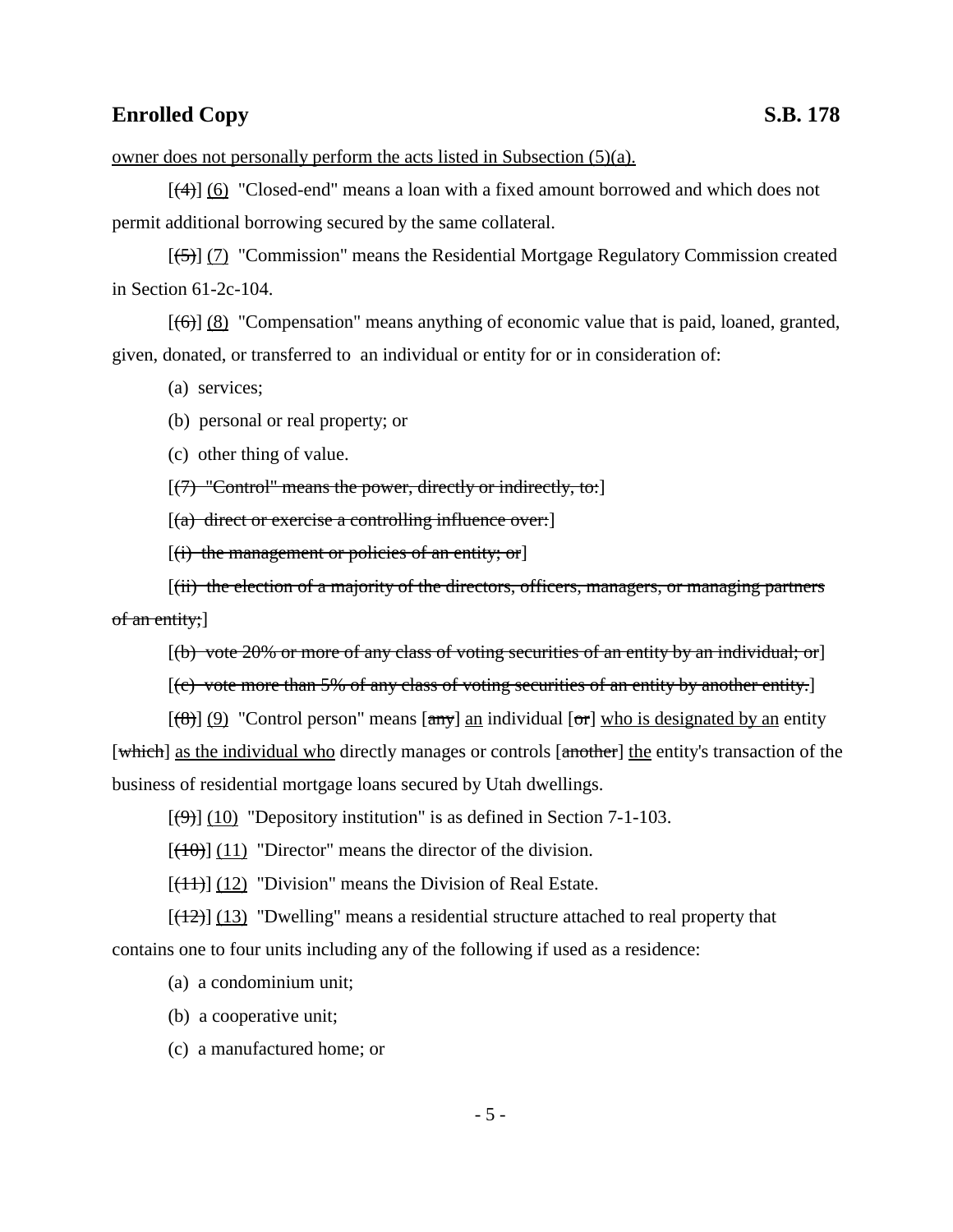owner does not personally perform the acts listed in Subsection (5)(a).

[~~(4)~~] (6) "Closed-end" means a loan with a fixed amount borrowed and which does not permit additional borrowing secured by the same collateral.

[~~(5)~~] (7) "Commission" means the Residential Mortgage Regulatory Commission created in Section 61-2c-104.

[~~(6)~~] (8) "Compensation" means anything of economic value that is paid, loaned, granted, given, donated, or transferred to an individual or entity for or in consideration of:

(a) services;

(b) personal or real property; or

(c) other thing of value.

[~~(7) "Control" means the power, directly or indirectly, to:~~]

[~~(a) direct or exercise a controlling influence over:~~]

[~~(i) the management or policies of an entity; or~~]

[~~(ii) the election of a majority of the directors, officers, managers, or managing partners of an entity;~~]

[~~(b) vote 20% or more of any class of voting securities of an entity by an individual; or~~]

[~~(c) vote more than 5% of any class of voting securities of an entity by another entity.~~]

[~~(8)~~] (9) "Control person" means [~~any~~] an individual [~~or~~] who is designated by an entity [~~which~~] as the individual who directly manages or controls [~~another~~] the entity's transaction of the business of residential mortgage loans secured by Utah dwellings.

[~~(9)~~] (10) "Depository institution" is as defined in Section 7-1-103.

[~~(10)~~] (11) "Director" means the director of the division.

[~~(11)~~] (12) "Division" means the Division of Real Estate.

[~~(12)~~] (13) "Dwelling" means a residential structure attached to real property that contains one to four units including any of the following if used as a residence:

(a) a condominium unit;

(b) a cooperative unit;

(c) a manufactured home; or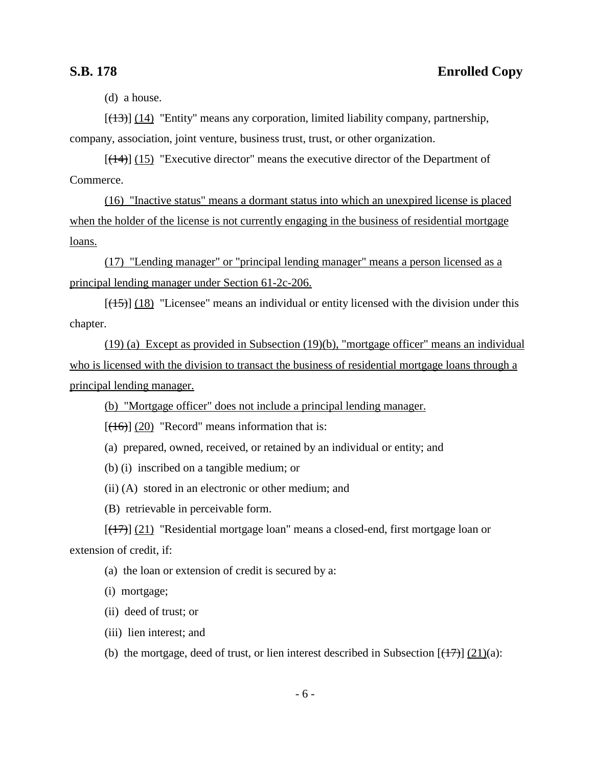(d) a house.

[~~(13)~~] (14) "Entity" means any corporation, limited liability company, partnership, company, association, joint venture, business trust, trust, or other organization.

[~~(14)~~] (15) "Executive director" means the executive director of the Department of Commerce.

(16) "Inactive status" means a dormant status into which an unexpired license is placed when the holder of the license is not currently engaging in the business of residential mortgage loans.

(17) "Lending manager" or "principal lending manager" means a person licensed as a principal lending manager under Section 61-2c-206.

[~~(15)~~] (18) "Licensee" means an individual or entity licensed with the division under this chapter.

(19) (a) Except as provided in Subsection (19)(b), "mortgage officer" means an individual who is licensed with the division to transact the business of residential mortgage loans through a principal lending manager.

(b) "Mortgage officer" does not include a principal lending manager.

[~~(16)~~] (20) "Record" means information that is:

(a) prepared, owned, received, or retained by an individual or entity; and

(b) (i) inscribed on a tangible medium; or

(ii) (A) stored in an electronic or other medium; and

(B) retrievable in perceivable form.

[~~(17)~~] (21) "Residential mortgage loan" means a closed-end, first mortgage loan or extension of credit, if:

(a) the loan or extension of credit is secured by a:

(i) mortgage;

(ii) deed of trust; or

(iii) lien interest; and

(b) the mortgage, deed of trust, or lien interest described in Subsection [~~(17)~~] (21)(a):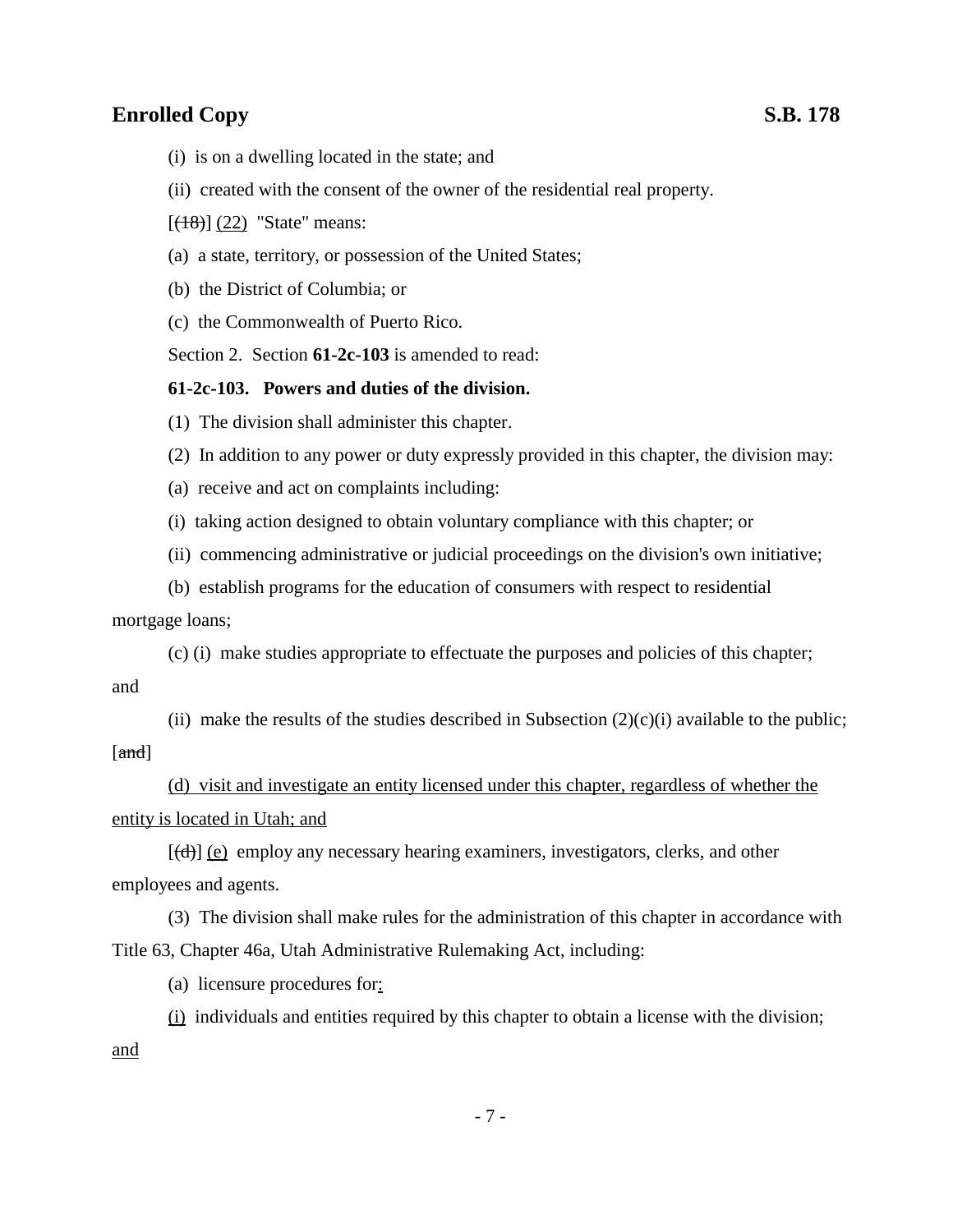(i) is on a dwelling located in the state; and

(ii) created with the consent of the owner of the residential real property.

[~~(18)~~] <u>(22)</u> "State" means:

(a) a state, territory, or possession of the United States;

(b) the District of Columbia; or

(c) the Commonwealth of Puerto Rico.

Section 2. Section **61-2c-103** is amended to read:

**61-2c-103. Powers and duties of the division.**

(1) The division shall administer this chapter.

(2) In addition to any power or duty expressly provided in this chapter, the division may:

(a) receive and act on complaints including:

(i) taking action designed to obtain voluntary compliance with this chapter; or

(ii) commencing administrative or judicial proceedings on the division's own initiative;

(b) establish programs for the education of consumers with respect to residential mortgage loans;

(c) (i) make studies appropriate to effectuate the purposes and policies of this chapter; and

(ii) make the results of the studies described in Subsection (2)(c)(i) available to the public; [~~and~~]

<u>(d) visit and investigate an entity licensed under this chapter, regardless of whether the entity is located in Utah; and</u>

[~~(d)~~] <u>(e)</u> employ any necessary hearing examiners, investigators, clerks, and other employees and agents.

(3) The division shall make rules for the administration of this chapter in accordance with Title 63, Chapter 46a, Utah Administrative Rulemaking Act, including:

(a) licensure procedures for<u>:</u>

<u>(i)</u> individuals and entities required by this chapter to obtain a license with the division; <u>and</u>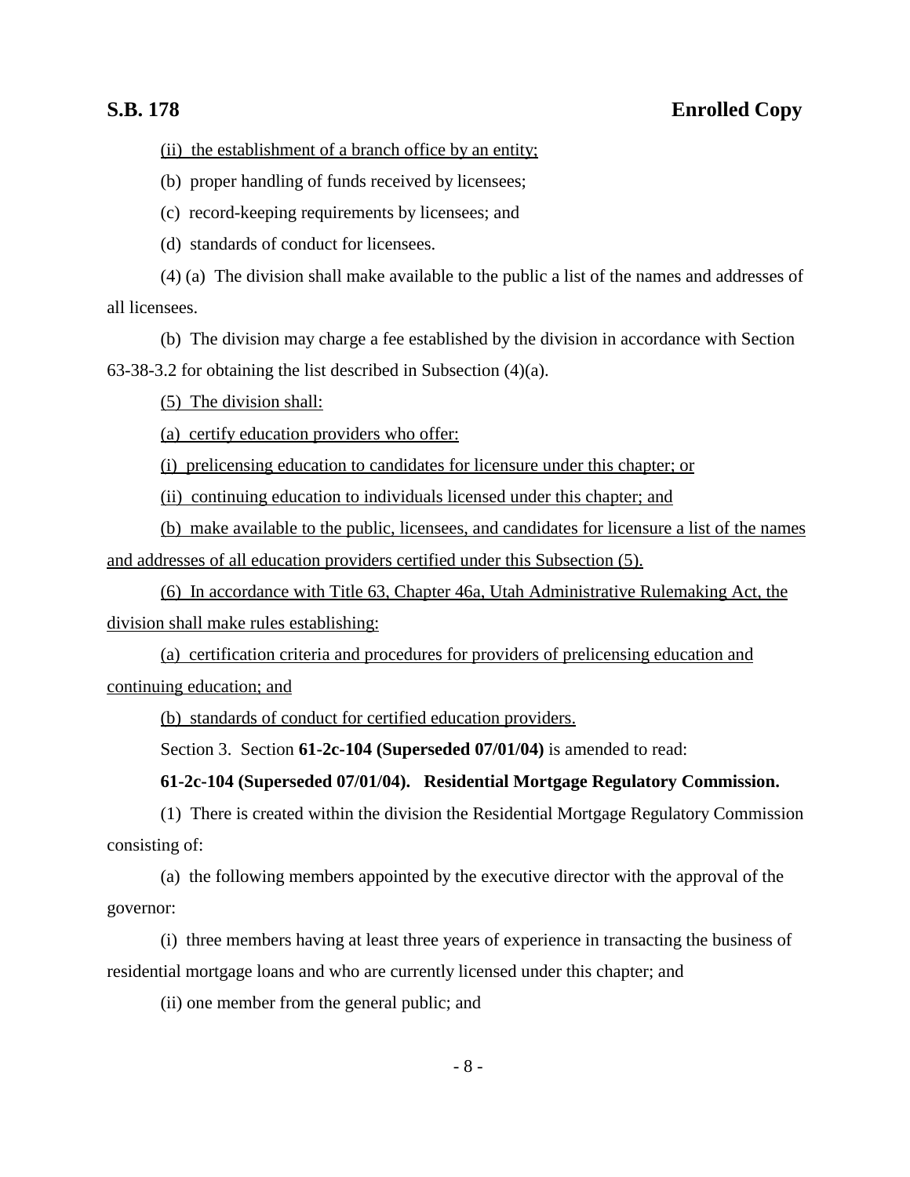(ii) the establishment of a branch office by an entity;

(b) proper handling of funds received by licensees;

(c) record-keeping requirements by licensees; and

(d) standards of conduct for licensees.

(4) (a) The division shall make available to the public a list of the names and addresses of all licensees.

(b) The division may charge a fee established by the division in accordance with Section 63-38-3.2 for obtaining the list described in Subsection (4)(a).

(5) The division shall:

(a) certify education providers who offer:

(i) prelicensing education to candidates for licensure under this chapter; or

(ii) continuing education to individuals licensed under this chapter; and

(b) make available to the public, licensees, and candidates for licensure a list of the names and addresses of all education providers certified under this Subsection (5).

(6) In accordance with Title 63, Chapter 46a, Utah Administrative Rulemaking Act, the division shall make rules establishing:

(a) certification criteria and procedures for providers of prelicensing education and continuing education; and

(b) standards of conduct for certified education providers.

Section 3. Section **61-2c-104 (Superseded 07/01/04)** is amended to read:

**61-2c-104 (Superseded 07/01/04). Residential Mortgage Regulatory Commission.**

(1) There is created within the division the Residential Mortgage Regulatory Commission consisting of:

(a) the following members appointed by the executive director with the approval of the governor:

(i) three members having at least three years of experience in transacting the business of residential mortgage loans and who are currently licensed under this chapter; and

(ii) one member from the general public; and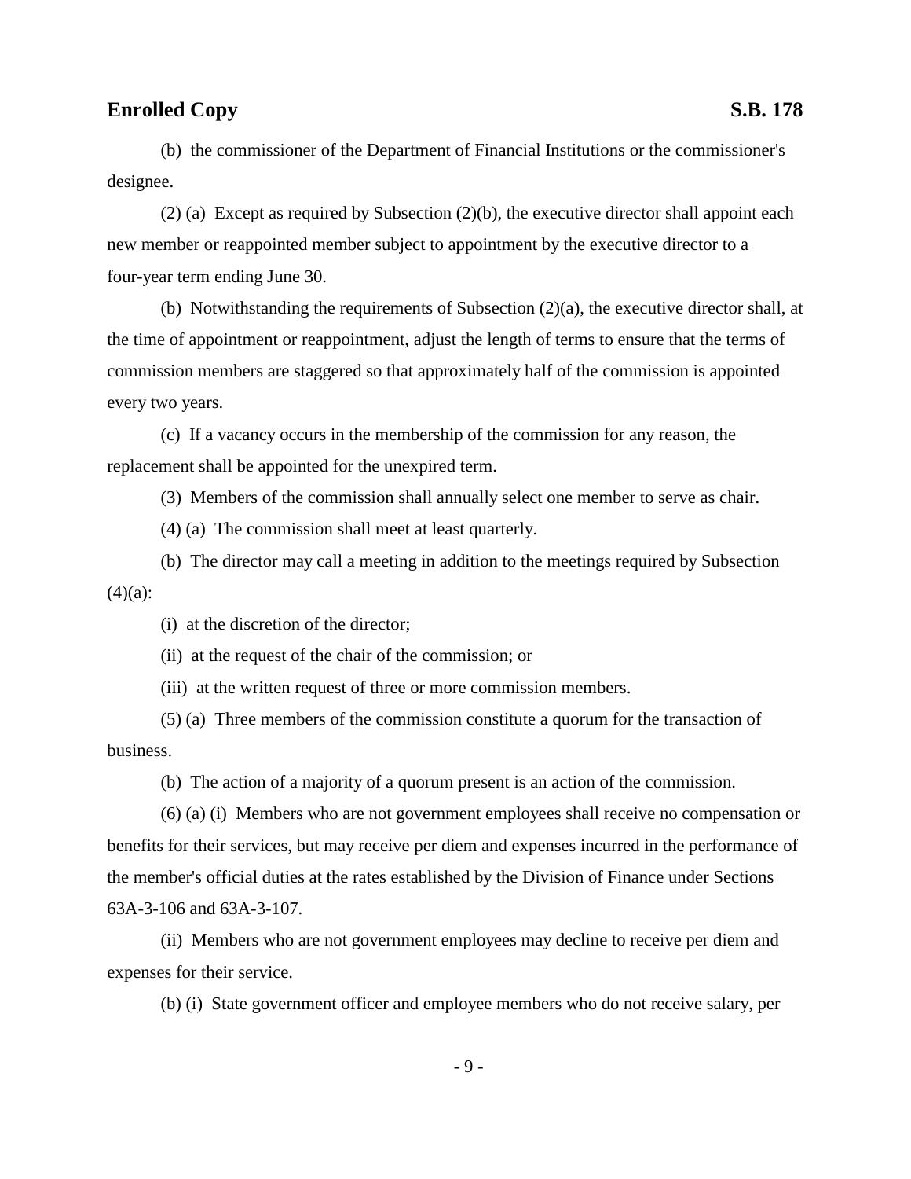(b) the commissioner of the Department of Financial Institutions or the commissioner's designee.

(2) (a) Except as required by Subsection (2)(b), the executive director shall appoint each new member or reappointed member subject to appointment by the executive director to a four-year term ending June 30.

(b) Notwithstanding the requirements of Subsection (2)(a), the executive director shall, at the time of appointment or reappointment, adjust the length of terms to ensure that the terms of commission members are staggered so that approximately half of the commission is appointed every two years.

(c) If a vacancy occurs in the membership of the commission for any reason, the replacement shall be appointed for the unexpired term.

(3) Members of the commission shall annually select one member to serve as chair.

(4) (a) The commission shall meet at least quarterly.

(b) The director may call a meeting in addition to the meetings required by Subsection (4)(a):

(i) at the discretion of the director;

(ii) at the request of the chair of the commission; or

(iii) at the written request of three or more commission members.

(5) (a) Three members of the commission constitute a quorum for the transaction of business.

(b) The action of a majority of a quorum present is an action of the commission.

(6) (a) (i) Members who are not government employees shall receive no compensation or benefits for their services, but may receive per diem and expenses incurred in the performance of the member's official duties at the rates established by the Division of Finance under Sections 63A-3-106 and 63A-3-107.

(ii) Members who are not government employees may decline to receive per diem and expenses for their service.

(b) (i) State government officer and employee members who do not receive salary, per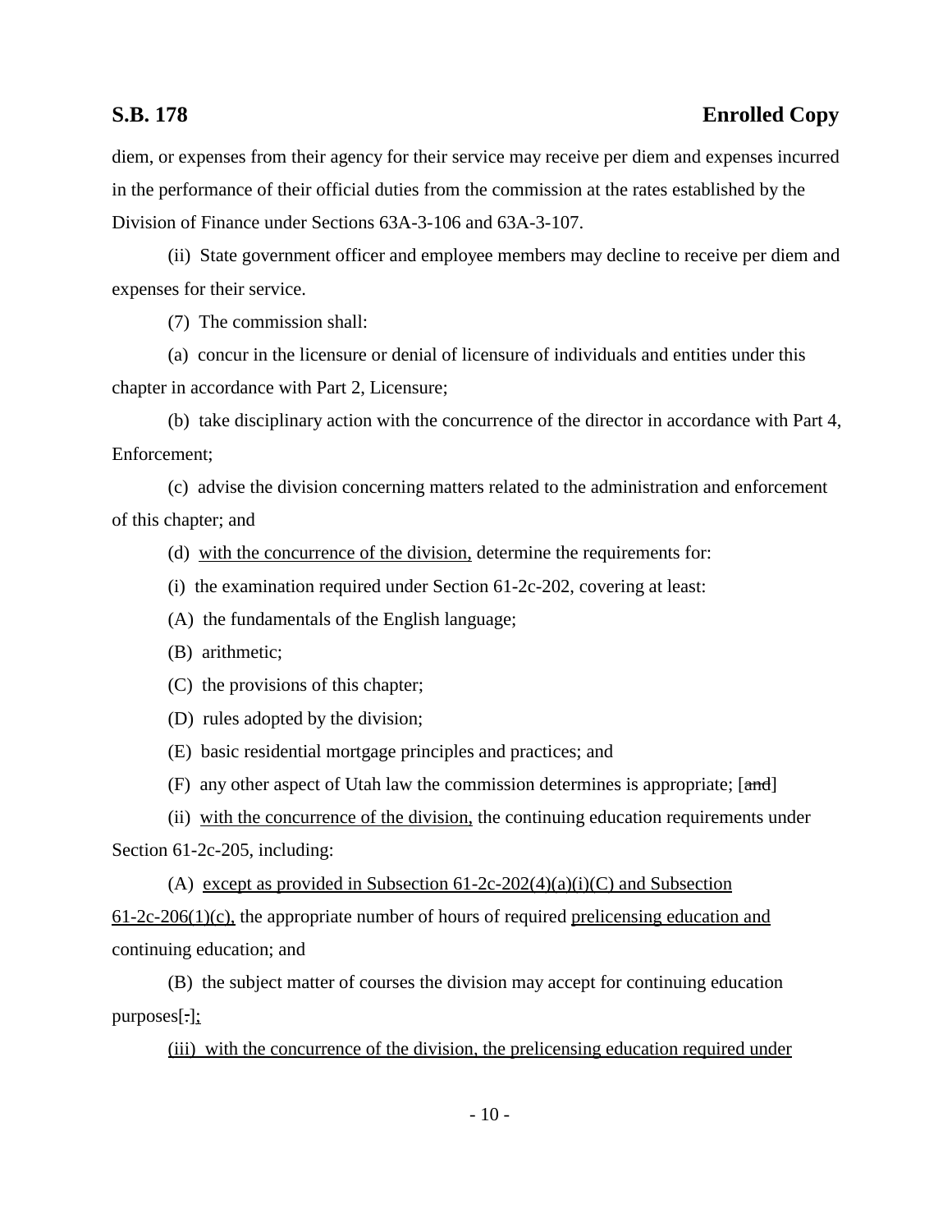diem, or expenses from their agency for their service may receive per diem and expenses incurred in the performance of their official duties from the commission at the rates established by the Division of Finance under Sections 63A-3-106 and 63A-3-107.

(ii) State government officer and employee members may decline to receive per diem and expenses for their service.

(7) The commission shall:

(a) concur in the licensure or denial of licensure of individuals and entities under this chapter in accordance with Part 2, Licensure;

(b) take disciplinary action with the concurrence of the director in accordance with Part 4, Enforcement;

(c) advise the division concerning matters related to the administration and enforcement of this chapter; and

(d) with the concurrence of the division, determine the requirements for:

(i) the examination required under Section 61-2c-202, covering at least:

(A) the fundamentals of the English language;

(B) arithmetic;

(C) the provisions of this chapter;

(D) rules adopted by the division;

(E) basic residential mortgage principles and practices; and

(F) any other aspect of Utah law the commission determines is appropriate; [and]

(ii) with the concurrence of the division, the continuing education requirements under Section 61-2c-205, including:

(A) except as provided in Subsection 61-2c-202(4)(a)(i)(C) and Subsection 61-2c-206(1)(c), the appropriate number of hours of required prelicensing education and continuing education; and

(B) the subject matter of courses the division may accept for continuing education purposes[.];

(iii) with the concurrence of the division, the prelicensing education required under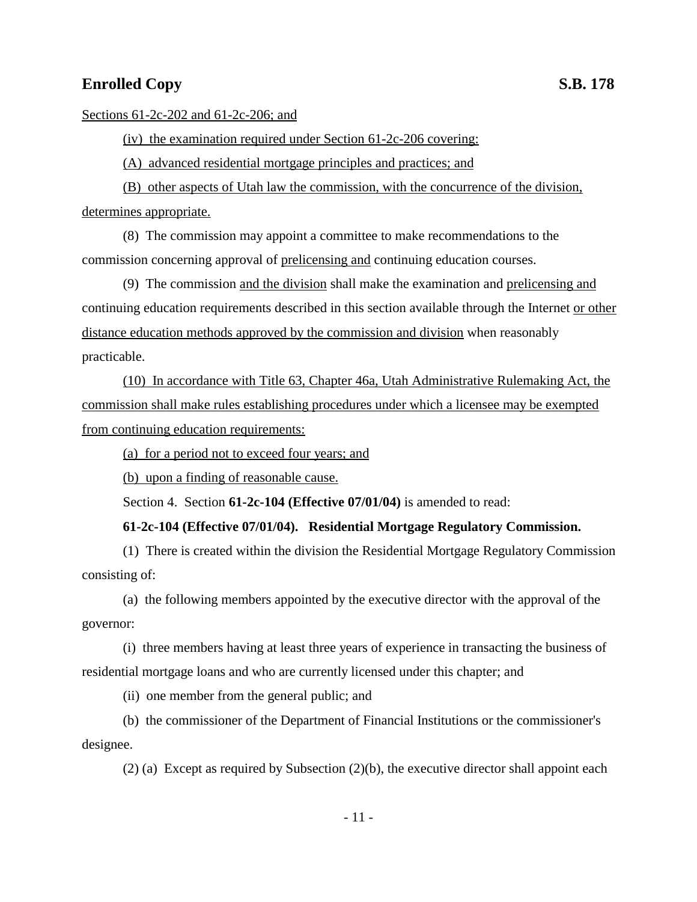Sections 61-2c-202 and 61-2c-206; and

(iv) the examination required under Section 61-2c-206 covering:

(A) advanced residential mortgage principles and practices; and

(B) other aspects of Utah law the commission, with the concurrence of the division, determines appropriate.

(8) The commission may appoint a committee to make recommendations to the commission concerning approval of prelicensing and continuing education courses.

(9) The commission and the division shall make the examination and prelicensing and continuing education requirements described in this section available through the Internet or other distance education methods approved by the commission and division when reasonably practicable.

(10) In accordance with Title 63, Chapter 46a, Utah Administrative Rulemaking Act, the commission shall make rules establishing procedures under which a licensee may be exempted from continuing education requirements:

(a) for a period not to exceed four years; and

(b) upon a finding of reasonable cause.

Section 4. Section **61-2c-104 (Effective 07/01/04)** is amended to read:

**61-2c-104 (Effective 07/01/04). Residential Mortgage Regulatory Commission.**

(1) There is created within the division the Residential Mortgage Regulatory Commission consisting of:

(a) the following members appointed by the executive director with the approval of the governor:

(i) three members having at least three years of experience in transacting the business of residential mortgage loans and who are currently licensed under this chapter; and

(ii) one member from the general public; and

(b) the commissioner of the Department of Financial Institutions or the commissioner's designee.

(2) (a) Except as required by Subsection (2)(b), the executive director shall appoint each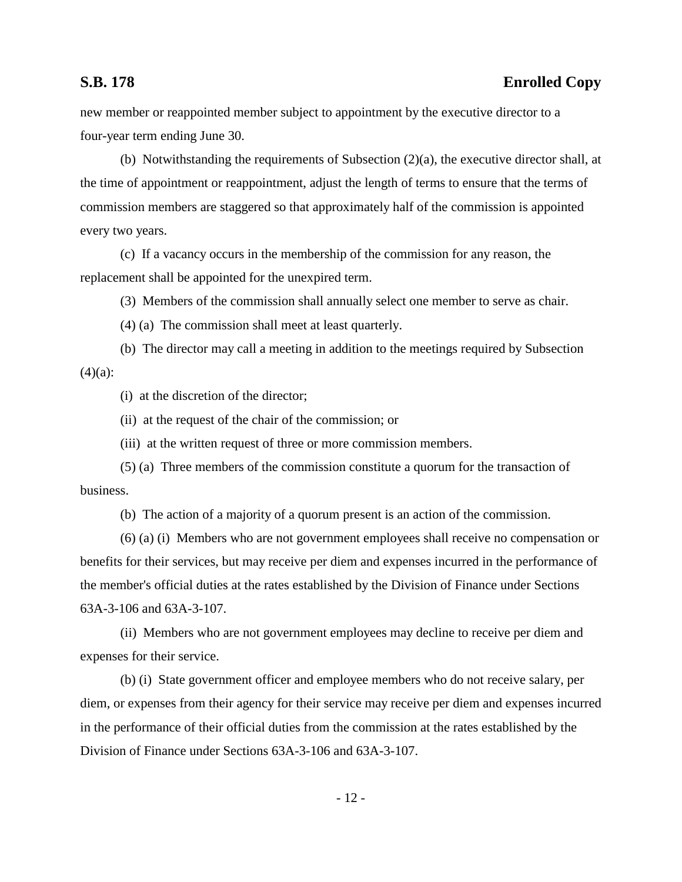new member or reappointed member subject to appointment by the executive director to a four-year term ending June 30.

(b) Notwithstanding the requirements of Subsection (2)(a), the executive director shall, at the time of appointment or reappointment, adjust the length of terms to ensure that the terms of commission members are staggered so that approximately half of the commission is appointed every two years.

(c) If a vacancy occurs in the membership of the commission for any reason, the replacement shall be appointed for the unexpired term.

(3) Members of the commission shall annually select one member to serve as chair.

(4) (a) The commission shall meet at least quarterly.

(b) The director may call a meeting in addition to the meetings required by Subsection (4)(a):

(i) at the discretion of the director;

(ii) at the request of the chair of the commission; or

(iii) at the written request of three or more commission members.

(5) (a) Three members of the commission constitute a quorum for the transaction of business.

(b) The action of a majority of a quorum present is an action of the commission.

(6) (a) (i) Members who are not government employees shall receive no compensation or benefits for their services, but may receive per diem and expenses incurred in the performance of the member's official duties at the rates established by the Division of Finance under Sections 63A-3-106 and 63A-3-107.

(ii) Members who are not government employees may decline to receive per diem and expenses for their service.

(b) (i) State government officer and employee members who do not receive salary, per diem, or expenses from their agency for their service may receive per diem and expenses incurred in the performance of their official duties from the commission at the rates established by the Division of Finance under Sections 63A-3-106 and 63A-3-107.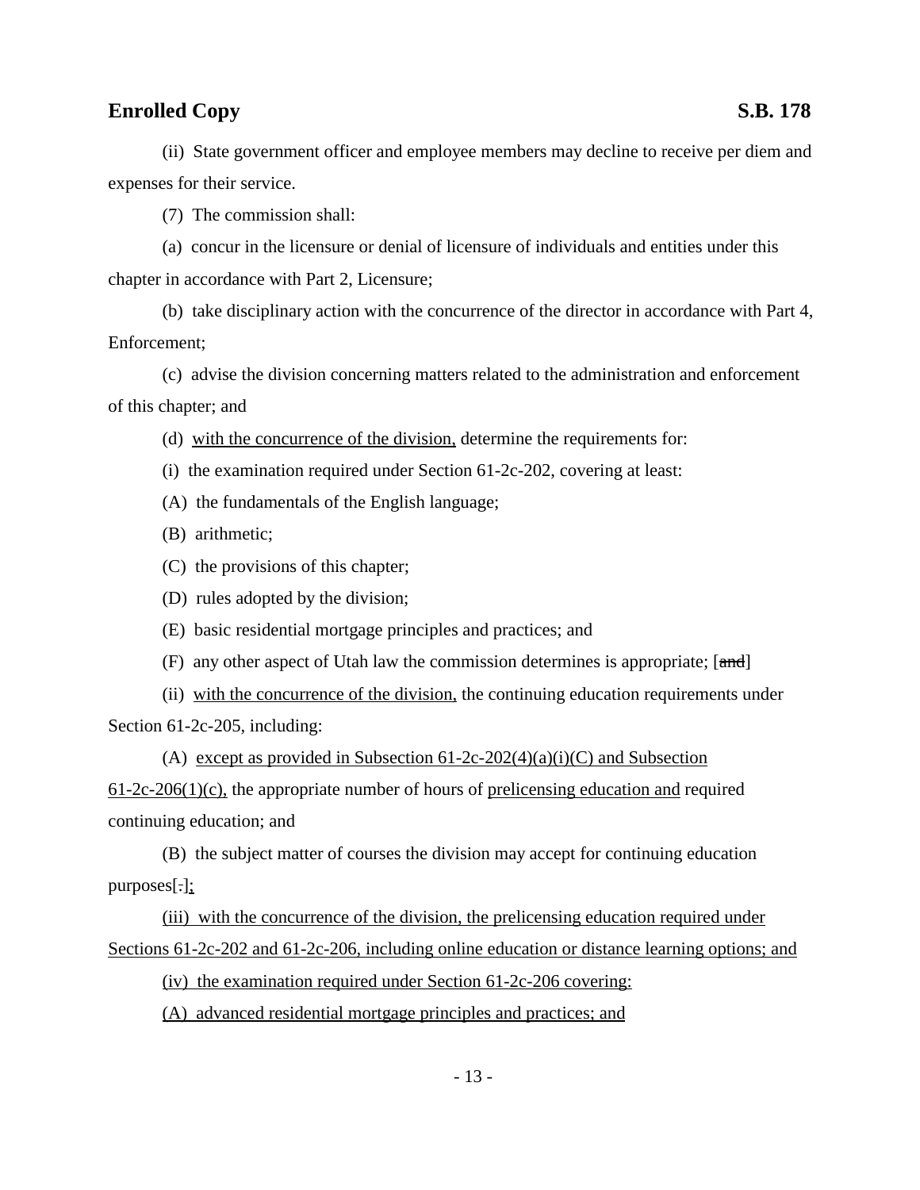(ii) State government officer and employee members may decline to receive per diem and expenses for their service.

(7) The commission shall:

(a) concur in the licensure or denial of licensure of individuals and entities under this chapter in accordance with Part 2, Licensure;

(b) take disciplinary action with the concurrence of the director in accordance with Part 4, Enforcement;

(c) advise the division concerning matters related to the administration and enforcement of this chapter; and

(d) with the concurrence of the division, determine the requirements for:

(i) the examination required under Section 61-2c-202, covering at least:

(A) the fundamentals of the English language;

(B) arithmetic;

(C) the provisions of this chapter;

(D) rules adopted by the division;

(E) basic residential mortgage principles and practices; and

(F) any other aspect of Utah law the commission determines is appropriate; [~~and~~]

(ii) with the concurrence of the division, the continuing education requirements under Section 61-2c-205, including:

(A) except as provided in Subsection 61-2c-202(4)(a)(i)(C) and Subsection 61-2c-206(1)(c), the appropriate number of hours of prelicensing education and required continuing education; and

(B) the subject matter of courses the division may accept for continuing education purposes[~~.~~];

(iii) with the concurrence of the division, the prelicensing education required under Sections 61-2c-202 and 61-2c-206, including online education or distance learning options; and

(iv) the examination required under Section 61-2c-206 covering:

(A) advanced residential mortgage principles and practices; and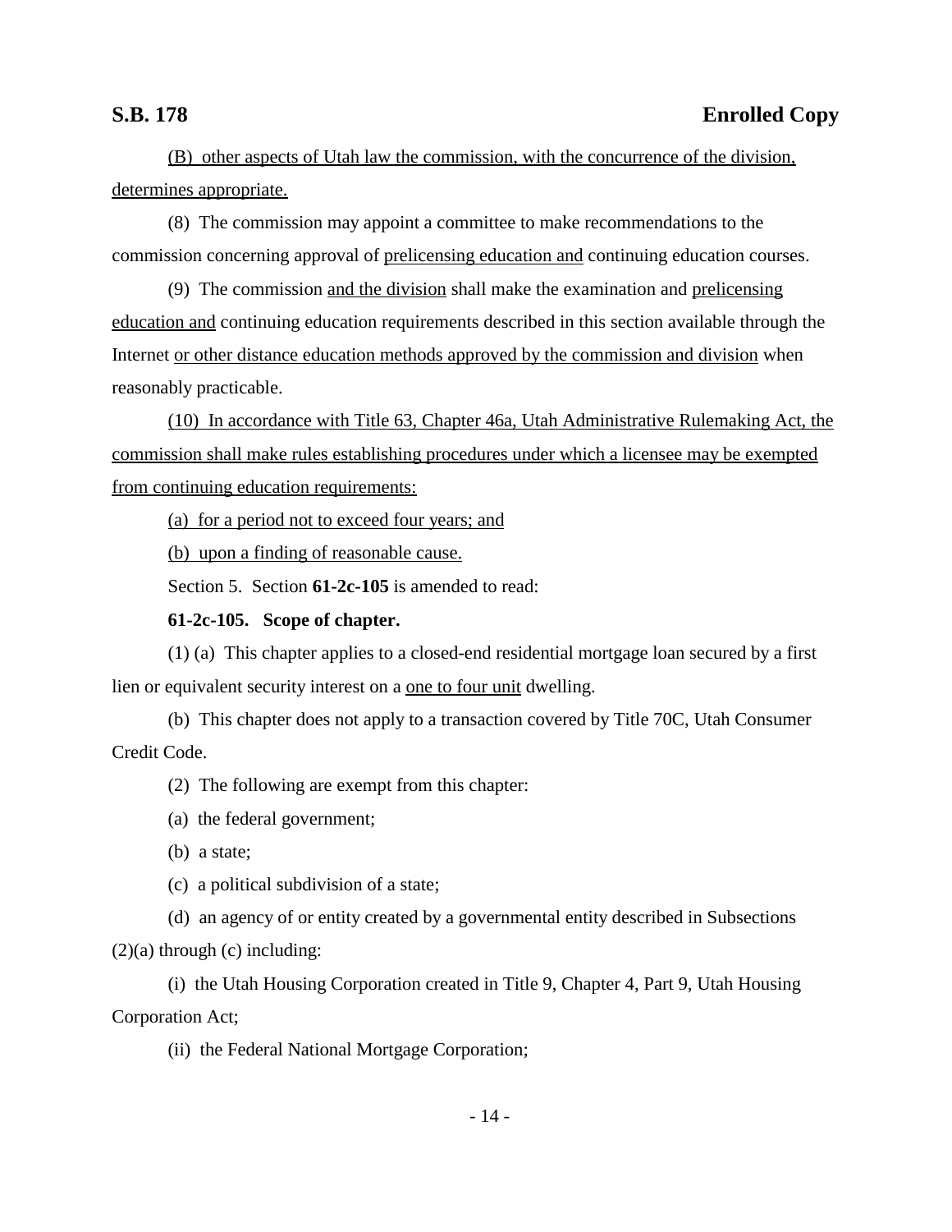(B) other aspects of Utah law the commission, with the concurrence of the division, determines appropriate.

(8) The commission may appoint a committee to make recommendations to the commission concerning approval of prelicensing education and continuing education courses.

(9) The commission and the division shall make the examination and prelicensing education and continuing education requirements described in this section available through the Internet or other distance education methods approved by the commission and division when reasonably practicable.

(10) In accordance with Title 63, Chapter 46a, Utah Administrative Rulemaking Act, the commission shall make rules establishing procedures under which a licensee may be exempted from continuing education requirements:

(a) for a period not to exceed four years; and

(b) upon a finding of reasonable cause.

Section 5. Section **61-2c-105** is amended to read:

**61-2c-105. Scope of chapter.**

(1) (a) This chapter applies to a closed-end residential mortgage loan secured by a first lien or equivalent security interest on a one to four unit dwelling.

(b) This chapter does not apply to a transaction covered by Title 70C, Utah Consumer Credit Code.

(2) The following are exempt from this chapter:

(a) the federal government;

(b) a state;

(c) a political subdivision of a state;

(d) an agency of or entity created by a governmental entity described in Subsections (2)(a) through (c) including:

(i) the Utah Housing Corporation created in Title 9, Chapter 4, Part 9, Utah Housing Corporation Act;

(ii) the Federal National Mortgage Corporation;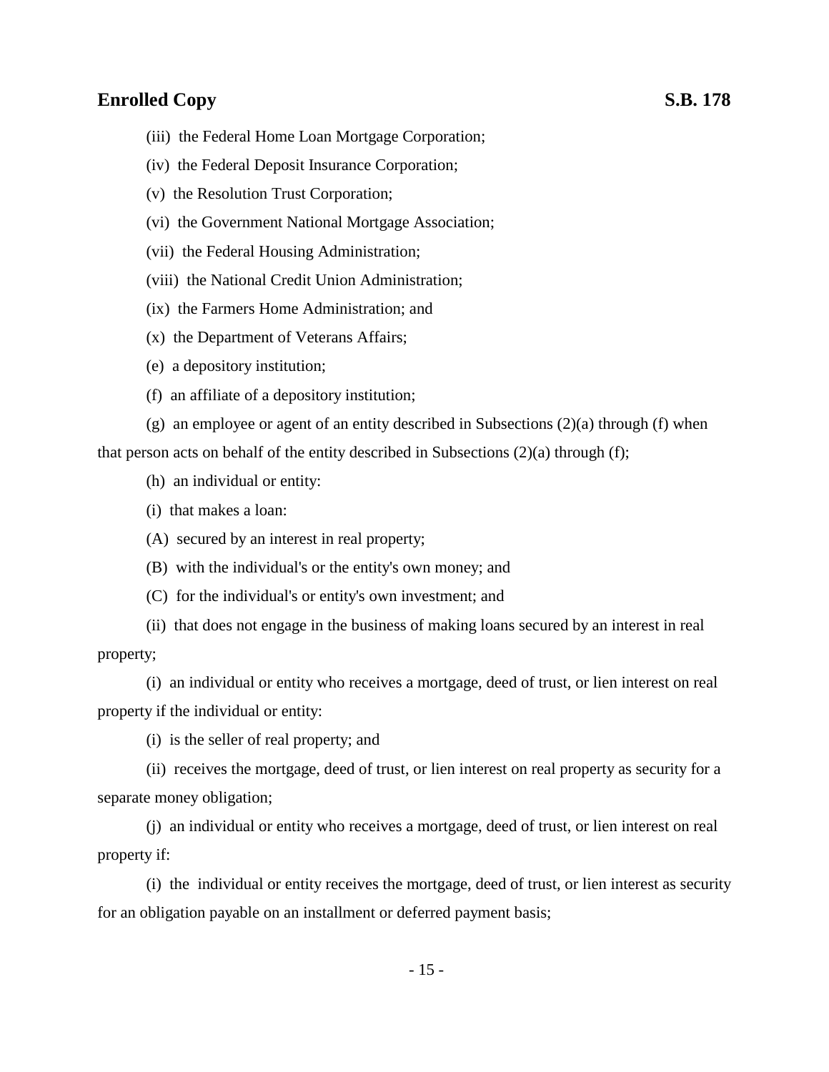(iii) the Federal Home Loan Mortgage Corporation;

(iv) the Federal Deposit Insurance Corporation;

(v) the Resolution Trust Corporation;

(vi) the Government National Mortgage Association;

(vii) the Federal Housing Administration;

(viii) the National Credit Union Administration;

(ix) the Farmers Home Administration; and

(x) the Department of Veterans Affairs;

(e) a depository institution;

(f) an affiliate of a depository institution;

(g) an employee or agent of an entity described in Subsections (2)(a) through (f) when that person acts on behalf of the entity described in Subsections (2)(a) through (f);

(h) an individual or entity:

(i) that makes a loan:

(A) secured by an interest in real property;

(B) with the individual's or the entity's own money; and

(C) for the individual's or entity's own investment; and

(ii) that does not engage in the business of making loans secured by an interest in real property;

(i) an individual or entity who receives a mortgage, deed of trust, or lien interest on real property if the individual or entity:

(i) is the seller of real property; and

(ii) receives the mortgage, deed of trust, or lien interest on real property as security for a separate money obligation;

(j) an individual or entity who receives a mortgage, deed of trust, or lien interest on real property if:

(i) the individual or entity receives the mortgage, deed of trust, or lien interest as security for an obligation payable on an installment or deferred payment basis;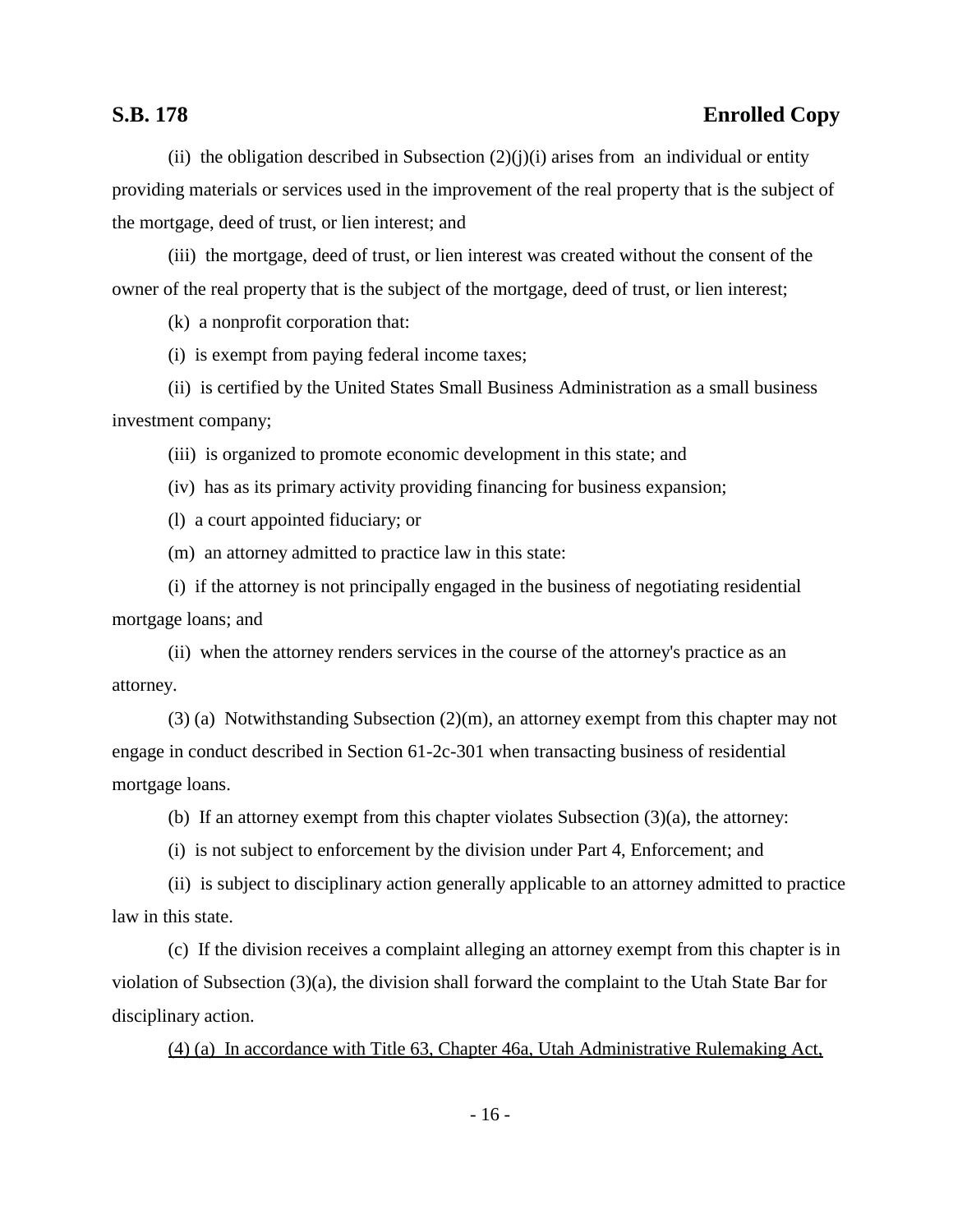(ii) the obligation described in Subsection (2)(j)(i) arises from an individual or entity providing materials or services used in the improvement of the real property that is the subject of the mortgage, deed of trust, or lien interest; and

(iii) the mortgage, deed of trust, or lien interest was created without the consent of the owner of the real property that is the subject of the mortgage, deed of trust, or lien interest;

(k) a nonprofit corporation that:

(i) is exempt from paying federal income taxes;

(ii) is certified by the United States Small Business Administration as a small business investment company;

(iii) is organized to promote economic development in this state; and

(iv) has as its primary activity providing financing for business expansion;

(l) a court appointed fiduciary; or

(m) an attorney admitted to practice law in this state:

(i) if the attorney is not principally engaged in the business of negotiating residential mortgage loans; and

(ii) when the attorney renders services in the course of the attorney's practice as an attorney.

(3) (a) Notwithstanding Subsection (2)(m), an attorney exempt from this chapter may not engage in conduct described in Section 61-2c-301 when transacting business of residential mortgage loans.

(b) If an attorney exempt from this chapter violates Subsection (3)(a), the attorney:

(i) is not subject to enforcement by the division under Part 4, Enforcement; and

(ii) is subject to disciplinary action generally applicable to an attorney admitted to practice law in this state.

(c) If the division receives a complaint alleging an attorney exempt from this chapter is in violation of Subsection (3)(a), the division shall forward the complaint to the Utah State Bar for disciplinary action.

<u>(4) (a) In accordance with Title 63, Chapter 46a, Utah Administrative Rulemaking Act,</u>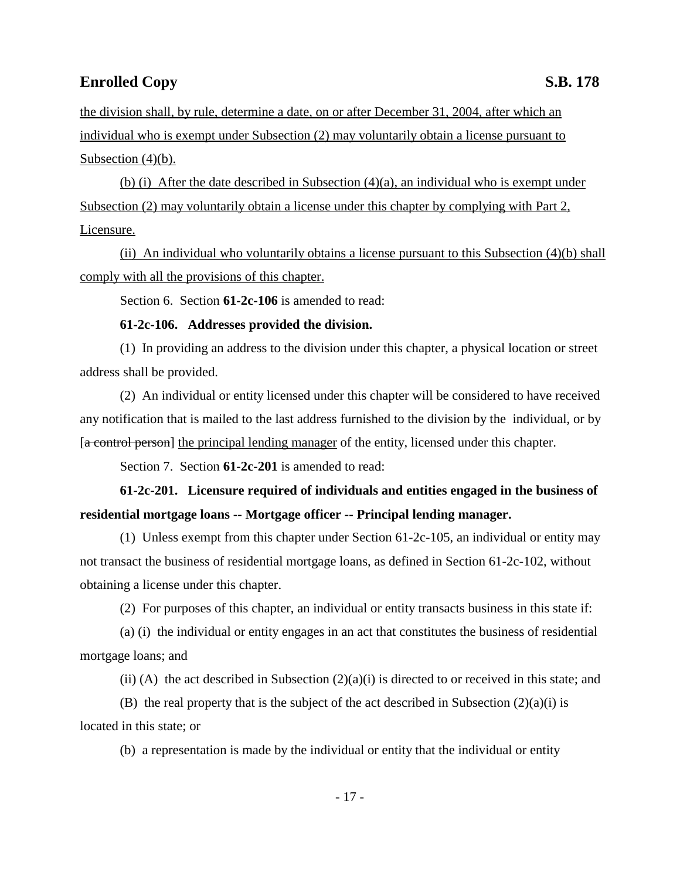the division shall, by rule, determine a date, on or after December 31, 2004, after which an individual who is exempt under Subsection (2) may voluntarily obtain a license pursuant to Subsection (4)(b).

(b) (i) After the date described in Subsection (4)(a), an individual who is exempt under Subsection (2) may voluntarily obtain a license under this chapter by complying with Part 2, Licensure.

(ii) An individual who voluntarily obtains a license pursuant to this Subsection (4)(b) shall comply with all the provisions of this chapter.

Section 6. Section **61-2c-106** is amended to read:

**61-2c-106. Addresses provided the division.**

(1) In providing an address to the division under this chapter, a physical location or street address shall be provided.

(2) An individual or entity licensed under this chapter will be considered to have received any notification that is mailed to the last address furnished to the division by the individual, or by [~~a control person~~] the principal lending manager of the entity, licensed under this chapter.

Section 7. Section **61-2c-201** is amended to read:

**61-2c-201. Licensure required of individuals and entities engaged in the business of residential mortgage loans -- Mortgage officer -- Principal lending manager.**

(1) Unless exempt from this chapter under Section 61-2c-105, an individual or entity may not transact the business of residential mortgage loans, as defined in Section 61-2c-102, without obtaining a license under this chapter.

(2) For purposes of this chapter, an individual or entity transacts business in this state if:

(a) (i) the individual or entity engages in an act that constitutes the business of residential mortgage loans; and

(ii) (A) the act described in Subsection (2)(a)(i) is directed to or received in this state; and

(B) the real property that is the subject of the act described in Subsection (2)(a)(i) is located in this state; or

(b) a representation is made by the individual or entity that the individual or entity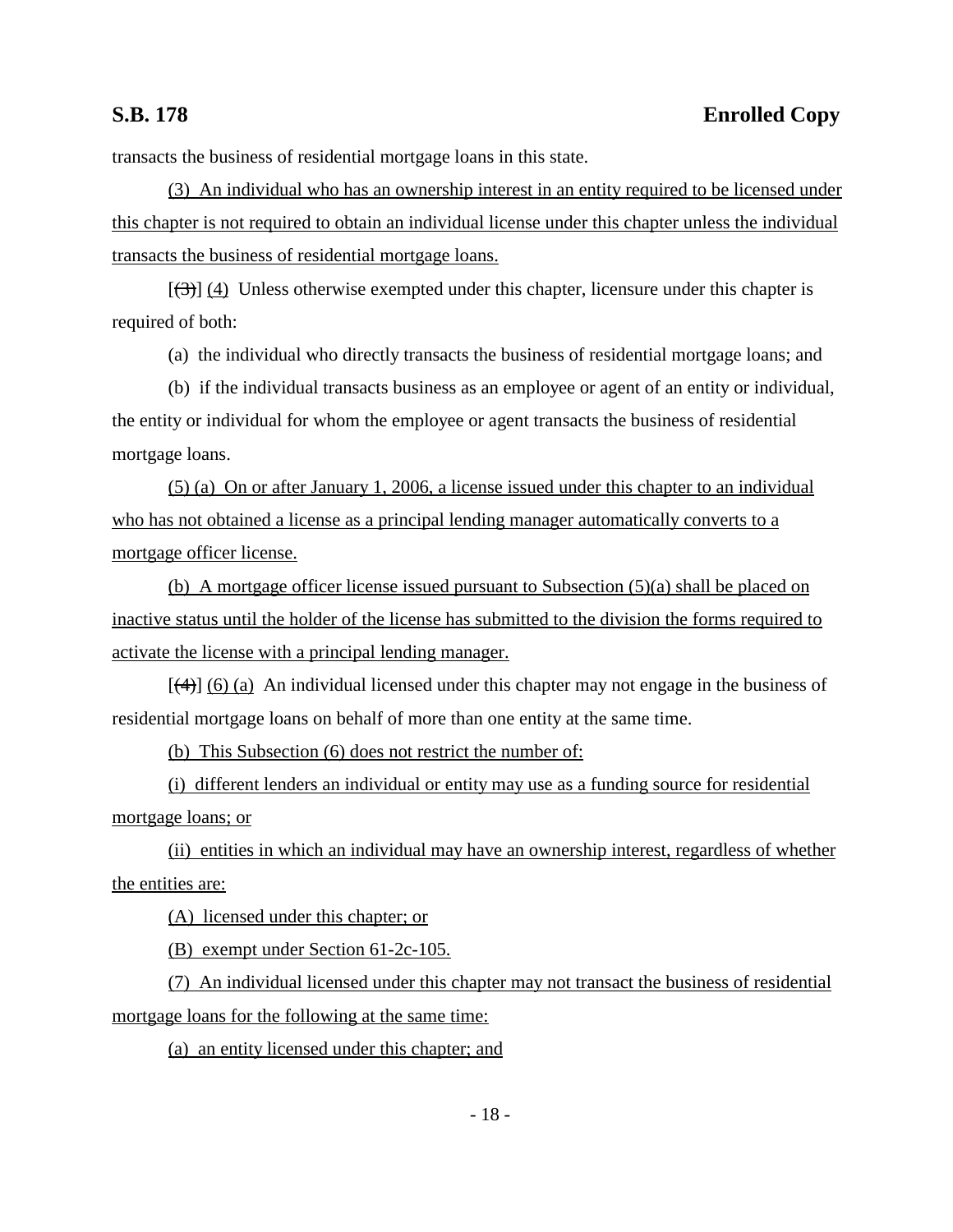transacts the business of residential mortgage loans in this state.

(3) An individual who has an ownership interest in an entity required to be licensed under this chapter is not required to obtain an individual license under this chapter unless the individual transacts the business of residential mortgage loans.

[(3)] (4) Unless otherwise exempted under this chapter, licensure under this chapter is required of both:

(a) the individual who directly transacts the business of residential mortgage loans; and

(b) if the individual transacts business as an employee or agent of an entity or individual, the entity or individual for whom the employee or agent transacts the business of residential mortgage loans.

(5) (a) On or after January 1, 2006, a license issued under this chapter to an individual who has not obtained a license as a principal lending manager automatically converts to a mortgage officer license.

(b) A mortgage officer license issued pursuant to Subsection (5)(a) shall be placed on inactive status until the holder of the license has submitted to the division the forms required to activate the license with a principal lending manager.

[(4)] (6) (a) An individual licensed under this chapter may not engage in the business of residential mortgage loans on behalf of more than one entity at the same time.

(b) This Subsection (6) does not restrict the number of:

(i) different lenders an individual or entity may use as a funding source for residential mortgage loans; or

(ii) entities in which an individual may have an ownership interest, regardless of whether the entities are:

(A) licensed under this chapter; or

(B) exempt under Section 61-2c-105.

(7) An individual licensed under this chapter may not transact the business of residential mortgage loans for the following at the same time:

(a) an entity licensed under this chapter; and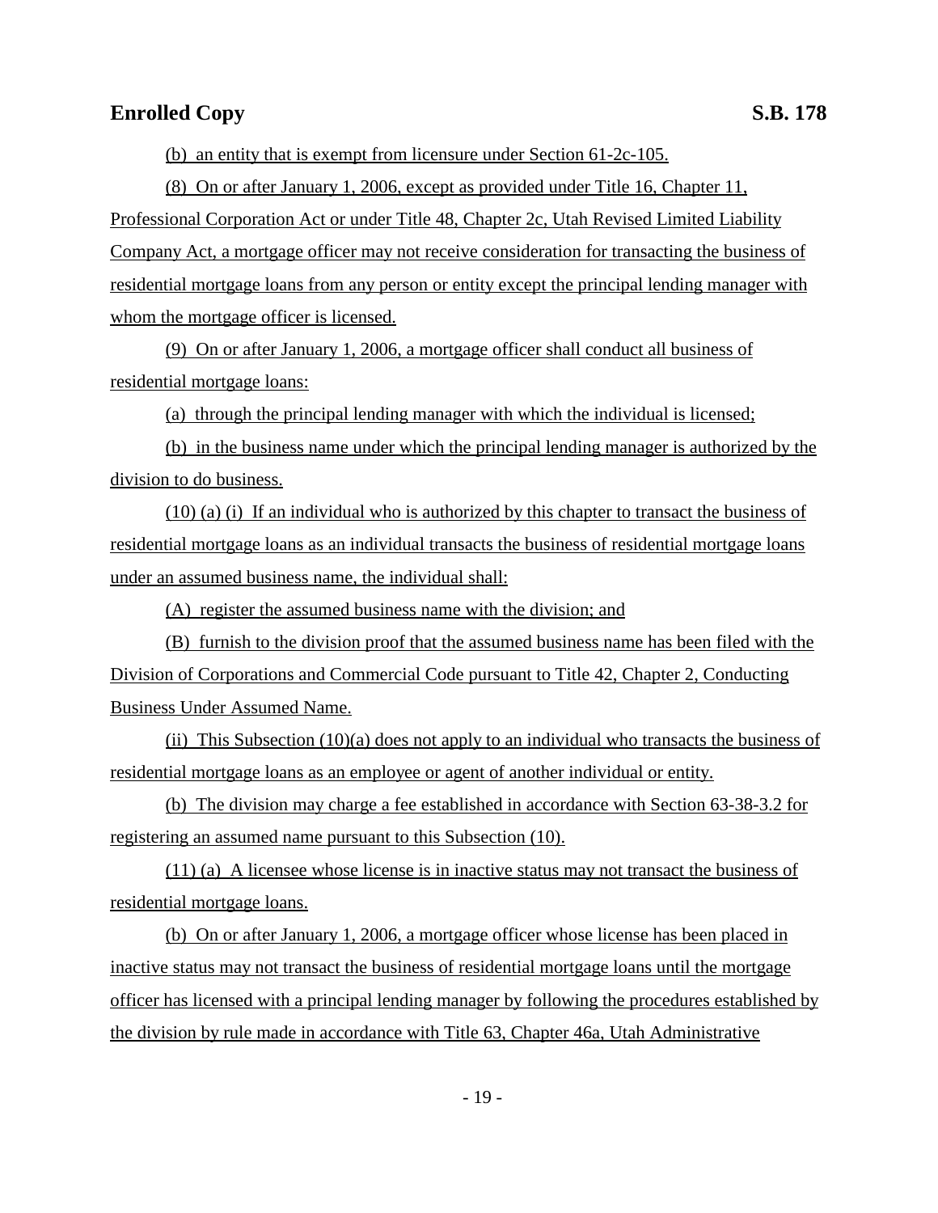(b) an entity that is exempt from licensure under Section 61-2c-105.

(8) On or after January 1, 2006, except as provided under Title 16, Chapter 11, Professional Corporation Act or under Title 48, Chapter 2c, Utah Revised Limited Liability Company Act, a mortgage officer may not receive consideration for transacting the business of residential mortgage loans from any person or entity except the principal lending manager with whom the mortgage officer is licensed.

(9) On or after January 1, 2006, a mortgage officer shall conduct all business of residential mortgage loans:

(a) through the principal lending manager with which the individual is licensed;

(b) in the business name under which the principal lending manager is authorized by the division to do business.

(10) (a) (i) If an individual who is authorized by this chapter to transact the business of residential mortgage loans as an individual transacts the business of residential mortgage loans under an assumed business name, the individual shall:

(A) register the assumed business name with the division; and

(B) furnish to the division proof that the assumed business name has been filed with the Division of Corporations and Commercial Code pursuant to Title 42, Chapter 2, Conducting Business Under Assumed Name.

(ii) This Subsection (10)(a) does not apply to an individual who transacts the business of residential mortgage loans as an employee or agent of another individual or entity.

(b) The division may charge a fee established in accordance with Section 63-38-3.2 for registering an assumed name pursuant to this Subsection (10).

(11) (a) A licensee whose license is in inactive status may not transact the business of residential mortgage loans.

(b) On or after January 1, 2006, a mortgage officer whose license has been placed in inactive status may not transact the business of residential mortgage loans until the mortgage officer has licensed with a principal lending manager by following the procedures established by the division by rule made in accordance with Title 63, Chapter 46a, Utah Administrative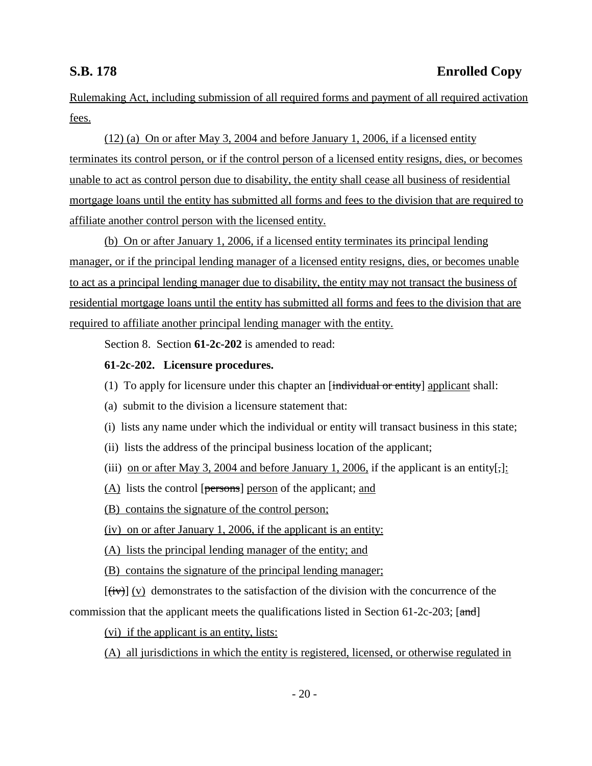Rulemaking Act, including submission of all required forms and payment of all required activation fees.

(12) (a) On or after May 3, 2004 and before January 1, 2006, if a licensed entity terminates its control person, or if the control person of a licensed entity resigns, dies, or becomes unable to act as control person due to disability, the entity shall cease all business of residential mortgage loans until the entity has submitted all forms and fees to the division that are required to affiliate another control person with the licensed entity.

(b) On or after January 1, 2006, if a licensed entity terminates its principal lending manager, or if the principal lending manager of a licensed entity resigns, dies, or becomes unable to act as a principal lending manager due to disability, the entity may not transact the business of residential mortgage loans until the entity has submitted all forms and fees to the division that are required to affiliate another principal lending manager with the entity.

Section 8. Section **61-2c-202** is amended to read:

**61-2c-202. Licensure procedures.**

(1) To apply for licensure under this chapter an [~~individual or entity~~] applicant shall:

(a) submit to the division a licensure statement that:

(i) lists any name under which the individual or entity will transact business in this state;

(ii) lists the address of the principal business location of the applicant;

(iii) on or after May 3, 2004 and before January 1, 2006, if the applicant is an entity[~~,~~]:

(A) lists the control [~~persons~~] person of the applicant; and

(B) contains the signature of the control person;

(iv) on or after January 1, 2006, if the applicant is an entity:

(A) lists the principal lending manager of the entity; and

(B) contains the signature of the principal lending manager;

[~~(iv)~~] (v) demonstrates to the satisfaction of the division with the concurrence of the commission that the applicant meets the qualifications listed in Section 61-2c-203; [~~and~~]

(vi) if the applicant is an entity, lists:

(A) all jurisdictions in which the entity is registered, licensed, or otherwise regulated in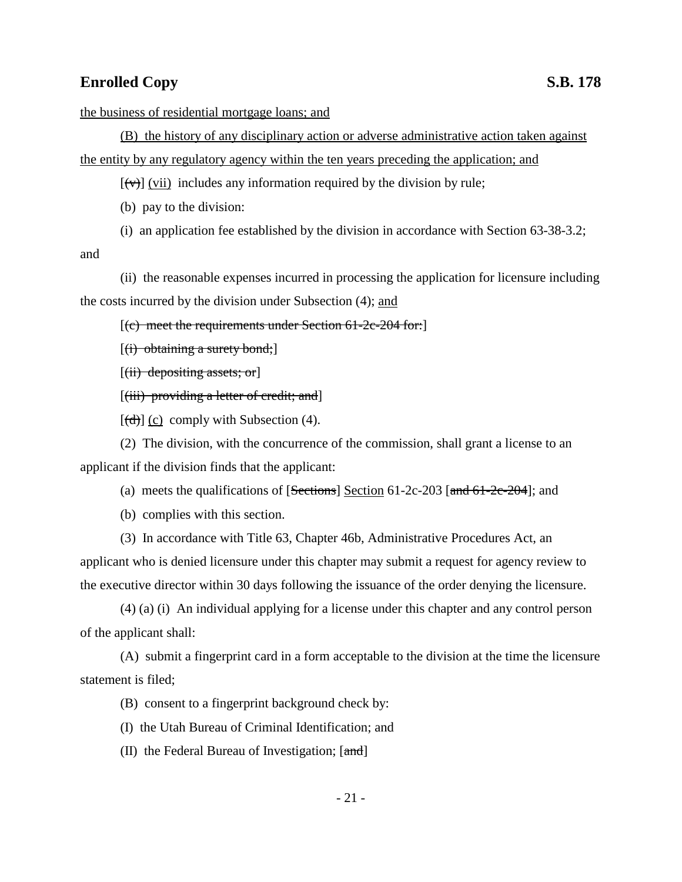the business of residential mortgage loans; and

(B) the history of any disciplinary action or adverse administrative action taken against the entity by any regulatory agency within the ten years preceding the application; and

[~~(v)~~] (vii) includes any information required by the division by rule;

(b) pay to the division:

(i) an application fee established by the division in accordance with Section 63-38-3.2; and

(ii) the reasonable expenses incurred in processing the application for licensure including the costs incurred by the division under Subsection (4); and

[~~(c) meet the requirements under Section 61-2c-204 for:~~]

[~~(i) obtaining a surety bond;~~]

[~~(ii) depositing assets; or~~]

[~~(iii) providing a letter of credit; and~~]

[~~(d)~~] (c) comply with Subsection (4).

(2) The division, with the concurrence of the commission, shall grant a license to an applicant if the division finds that the applicant:

(a) meets the qualifications of [~~Sections~~] Section 61-2c-203 [~~and 61-2c-204~~]; and

(b) complies with this section.

(3) In accordance with Title 63, Chapter 46b, Administrative Procedures Act, an applicant who is denied licensure under this chapter may submit a request for agency review to the executive director within 30 days following the issuance of the order denying the licensure.

(4) (a) (i) An individual applying for a license under this chapter and any control person of the applicant shall:

(A) submit a fingerprint card in a form acceptable to the division at the time the licensure statement is filed;

(B) consent to a fingerprint background check by:

(I) the Utah Bureau of Criminal Identification; and

(II) the Federal Bureau of Investigation; [~~and~~]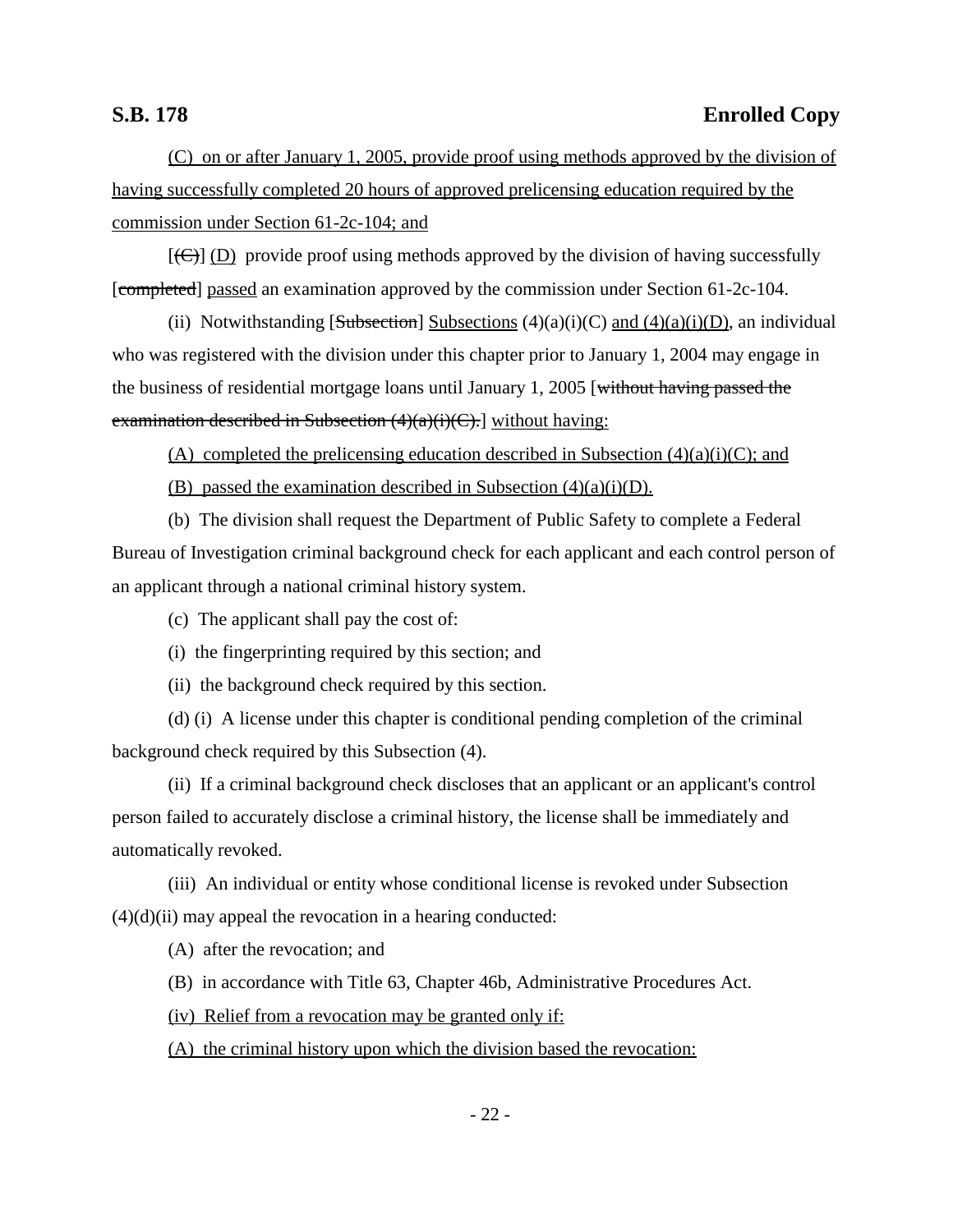(C) on or after January 1, 2005, provide proof using methods approved by the division of having successfully completed 20 hours of approved prelicensing education required by the commission under Section 61-2c-104; and

[(C)] (D) provide proof using methods approved by the division of having successfully [completed] passed an examination approved by the commission under Section 61-2c-104.

(ii) Notwithstanding [Subsection] Subsections (4)(a)(i)(C) and (4)(a)(i)(D), an individual who was registered with the division under this chapter prior to January 1, 2004 may engage in the business of residential mortgage loans until January 1, 2005 [without having passed the examination described in Subsection (4)(a)(i)(C).] without having:

(A) completed the prelicensing education described in Subsection (4)(a)(i)(C); and

(B) passed the examination described in Subsection (4)(a)(i)(D).

(b) The division shall request the Department of Public Safety to complete a Federal Bureau of Investigation criminal background check for each applicant and each control person of an applicant through a national criminal history system.

(c) The applicant shall pay the cost of:

(i) the fingerprinting required by this section; and

(ii) the background check required by this section.

(d) (i) A license under this chapter is conditional pending completion of the criminal background check required by this Subsection (4).

(ii) If a criminal background check discloses that an applicant or an applicant's control person failed to accurately disclose a criminal history, the license shall be immediately and automatically revoked.

(iii) An individual or entity whose conditional license is revoked under Subsection (4)(d)(ii) may appeal the revocation in a hearing conducted:

(A) after the revocation; and

(B) in accordance with Title 63, Chapter 46b, Administrative Procedures Act.

(iv) Relief from a revocation may be granted only if:

(A) the criminal history upon which the division based the revocation: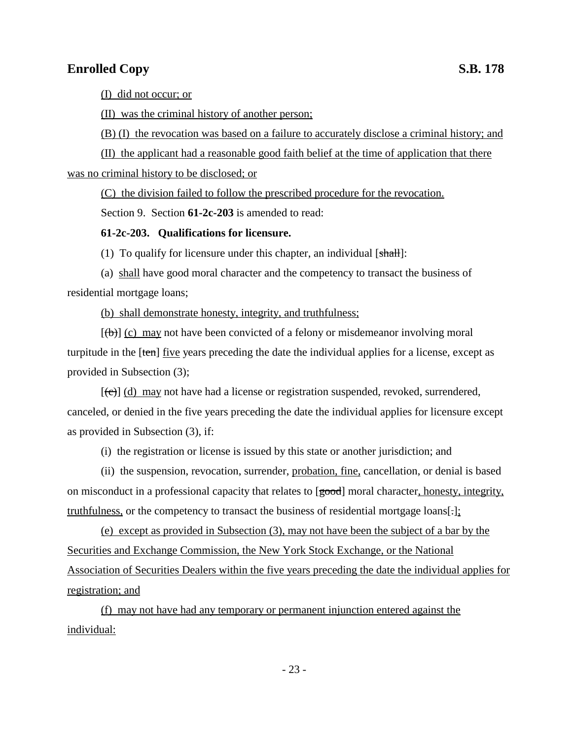(I) did not occur; or

(II) was the criminal history of another person;

(B) (I) the revocation was based on a failure to accurately disclose a criminal history; and

(II) the applicant had a reasonable good faith belief at the time of application that there was no criminal history to be disclosed; or

(C) the division failed to follow the prescribed procedure for the revocation.

Section 9. Section **61-2c-203** is amended to read:

**61-2c-203. Qualifications for licensure.**

(1) To qualify for licensure under this chapter, an individual [shall]:

(a) shall have good moral character and the competency to transact the business of residential mortgage loans;

(b) shall demonstrate honesty, integrity, and truthfulness;

[(b)] (c) may not have been convicted of a felony or misdemeanor involving moral turpitude in the [ten] five years preceding the date the individual applies for a license, except as provided in Subsection (3);

[(c)] (d) may not have had a license or registration suspended, revoked, surrendered, canceled, or denied in the five years preceding the date the individual applies for licensure except as provided in Subsection (3), if:

(i) the registration or license is issued by this state or another jurisdiction; and

(ii) the suspension, revocation, surrender, probation, fine, cancellation, or denial is based on misconduct in a professional capacity that relates to [good] moral character, honesty, integrity, truthfulness, or the competency to transact the business of residential mortgage loans[.];

(e) except as provided in Subsection (3), may not have been the subject of a bar by the Securities and Exchange Commission, the New York Stock Exchange, or the National Association of Securities Dealers within the five years preceding the date the individual applies for registration; and

(f) may not have had any temporary or permanent injunction entered against the individual: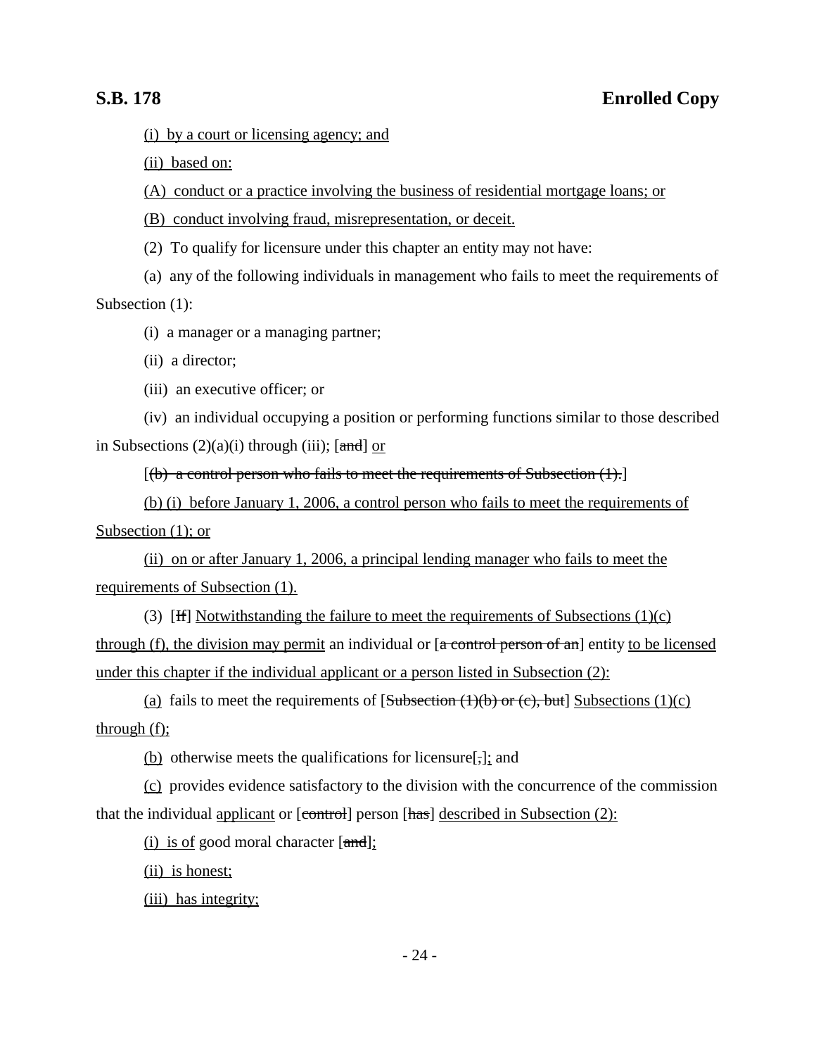(i) by a court or licensing agency; and

(ii) based on:

(A) conduct or a practice involving the business of residential mortgage loans; or

(B) conduct involving fraud, misrepresentation, or deceit.

(2) To qualify for licensure under this chapter an entity may not have:

(a) any of the following individuals in management who fails to meet the requirements of Subsection (1):

(i) a manager or a managing partner;

(ii) a director;

(iii) an executive officer; or

(iv) an individual occupying a position or performing functions similar to those described in Subsections (2)(a)(i) through (iii); [~~and~~] or

[~~(b) a control person who fails to meet the requirements of Subsection (1).~~]

(b) (i) before January 1, 2006, a control person who fails to meet the requirements of Subsection (1); or

(ii) on or after January 1, 2006, a principal lending manager who fails to meet the requirements of Subsection (1).

(3) [~~If~~] Notwithstanding the failure to meet the requirements of Subsections (1)(c) through (f), the division may permit an individual or [~~a control person of an~~] entity to be licensed under this chapter if the individual applicant or a person listed in Subsection (2):

(a) fails to meet the requirements of [~~Subsection (1)(b) or (c), but~~] Subsections (1)(c) through (f);

(b) otherwise meets the qualifications for licensure[~~,~~]; and

(c) provides evidence satisfactory to the division with the concurrence of the commission that the individual applicant or [~~control~~] person [~~has~~] described in Subsection (2):

(i) is of good moral character [~~and~~];

(ii) is honest;

(iii) has integrity;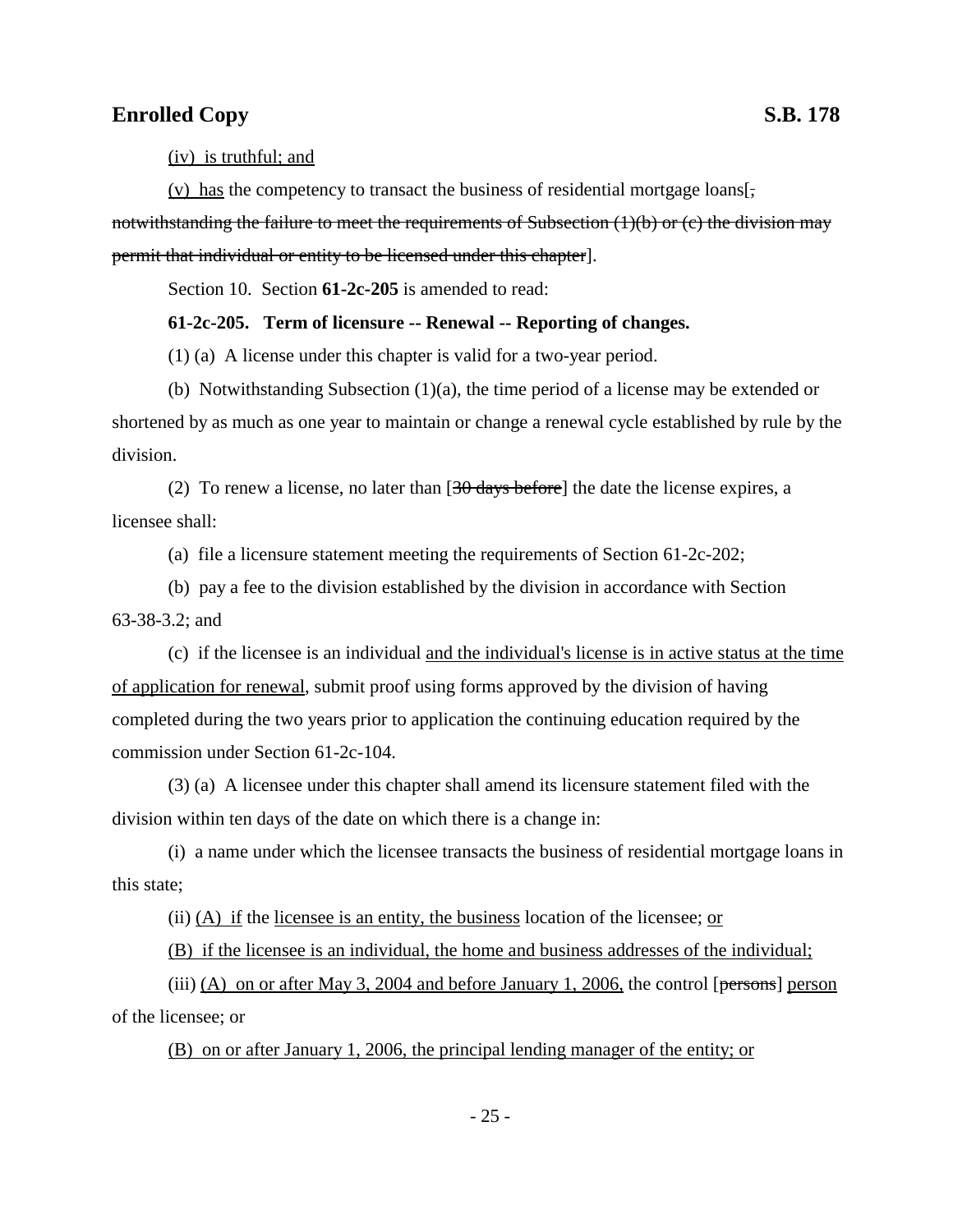(iv) is truthful; and

(v) has the competency to transact the business of residential mortgage loans[, notwithstanding the failure to meet the requirements of Subsection (1)(b) or (c) the division may permit that individual or entity to be licensed under this chapter].

Section 10. Section **61-2c-205** is amended to read:

**61-2c-205. Term of licensure -- Renewal -- Reporting of changes.**

(1) (a) A license under this chapter is valid for a two-year period.

(b) Notwithstanding Subsection (1)(a), the time period of a license may be extended or shortened by as much as one year to maintain or change a renewal cycle established by rule by the division.

(2) To renew a license, no later than [30 days before] the date the license expires, a licensee shall:

(a) file a licensure statement meeting the requirements of Section 61-2c-202;

(b) pay a fee to the division established by the division in accordance with Section 63-38-3.2; and

(c) if the licensee is an individual and the individual's license is in active status at the time of application for renewal, submit proof using forms approved by the division of having completed during the two years prior to application the continuing education required by the commission under Section 61-2c-104.

(3) (a) A licensee under this chapter shall amend its licensure statement filed with the division within ten days of the date on which there is a change in:

(i) a name under which the licensee transacts the business of residential mortgage loans in this state;

(ii) (A) if the licensee is an entity, the business location of the licensee; or

(B) if the licensee is an individual, the home and business addresses of the individual;

(iii) (A) on or after May 3, 2004 and before January 1, 2006, the control [persons] person of the licensee; or

(B) on or after January 1, 2006, the principal lending manager of the entity; or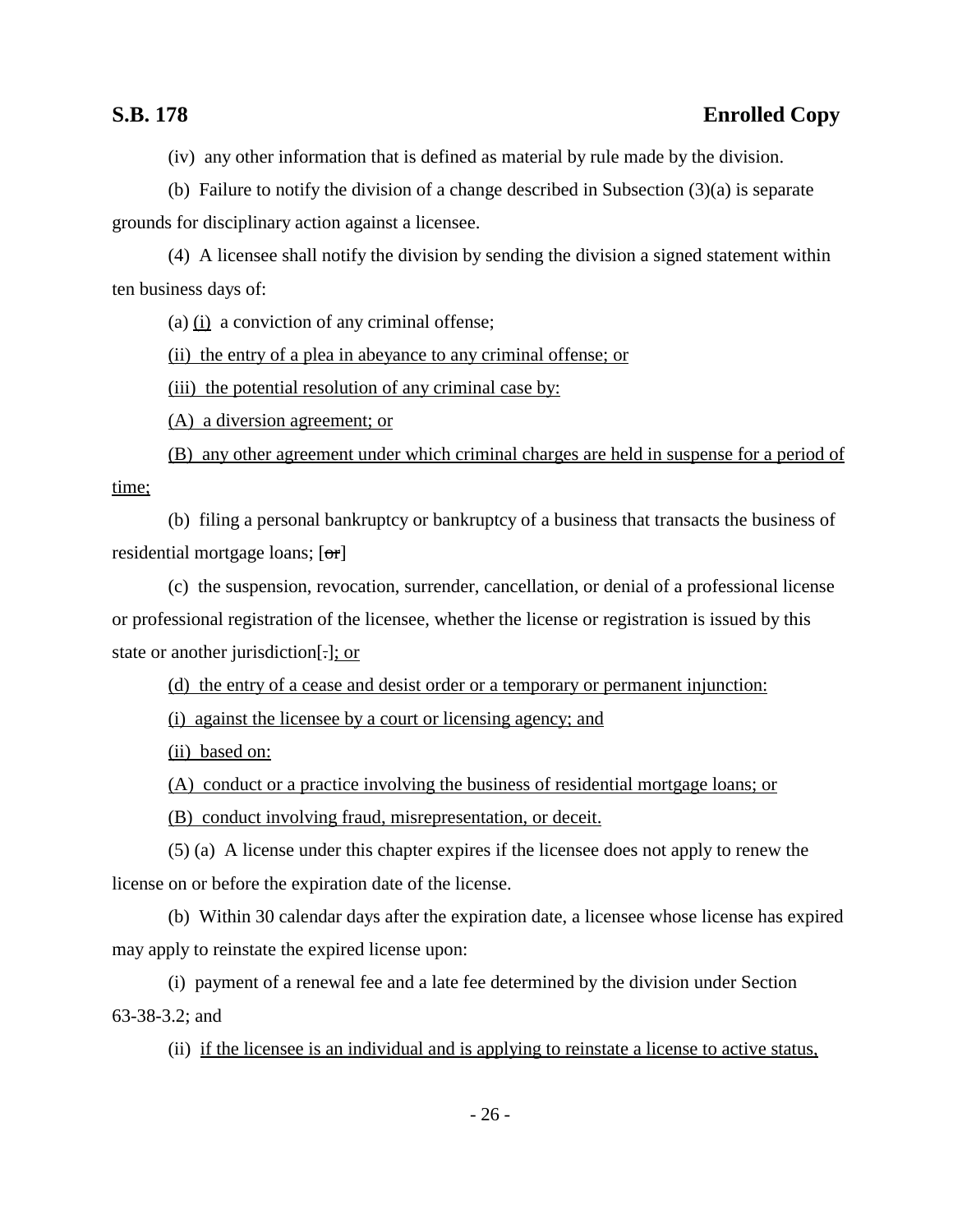(iv) any other information that is defined as material by rule made by the division.

(b) Failure to notify the division of a change described in Subsection (3)(a) is separate grounds for disciplinary action against a licensee.

(4) A licensee shall notify the division by sending the division a signed statement within ten business days of:

(a) <u>(i)</u> a conviction of any criminal offense;

<u>(ii) the entry of a plea in abeyance to any criminal offense; or</u>

<u>(iii) the potential resolution of any criminal case by:</u>

<u>(A) a diversion agreement; or</u>

<u>(B) any other agreement under which criminal charges are held in suspense for a period of time;</u>

(b) filing a personal bankruptcy or bankruptcy of a business that transacts the business of residential mortgage loans; [~~or~~]

(c) the suspension, revocation, surrender, cancellation, or denial of a professional license or professional registration of the licensee, whether the license or registration is issued by this state or another jurisdiction[~~.~~]<u>; or</u>

<u>(d) the entry of a cease and desist order or a temporary or permanent injunction:</u>

<u>(i) against the licensee by a court or licensing agency; and</u>

<u>(ii) based on:</u>

<u>(A) conduct or a practice involving the business of residential mortgage loans; or</u>

<u>(B) conduct involving fraud, misrepresentation, or deceit.</u>

(5) (a) A license under this chapter expires if the licensee does not apply to renew the license on or before the expiration date of the license.

(b) Within 30 calendar days after the expiration date, a licensee whose license has expired may apply to reinstate the expired license upon:

(i) payment of a renewal fee and a late fee determined by the division under Section 63-38-3.2; and

(ii) <u>if the licensee is an individual and is applying to reinstate a license to active status,</u>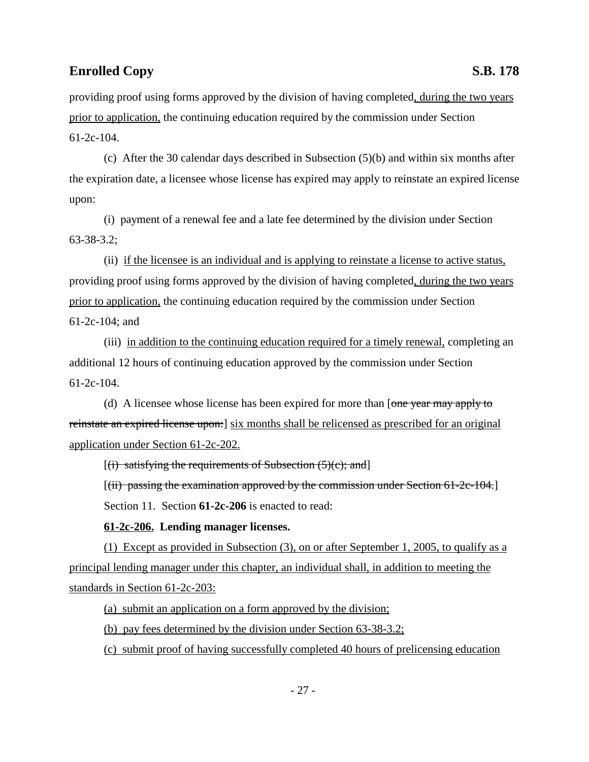providing proof using forms approved by the division of having completed, during the two years prior to application, the continuing education required by the commission under Section 61-2c-104.

(c) After the 30 calendar days described in Subsection (5)(b) and within six months after the expiration date, a licensee whose license has expired may apply to reinstate an expired license upon:

(i) payment of a renewal fee and a late fee determined by the division under Section 63-38-3.2;

(ii) if the licensee is an individual and is applying to reinstate a license to active status, providing proof using forms approved by the division of having completed, during the two years prior to application, the continuing education required by the commission under Section 61-2c-104; and

(iii) in addition to the continuing education required for a timely renewal, completing an additional 12 hours of continuing education approved by the commission under Section 61-2c-104.

(d) A licensee whose license has been expired for more than [~~one year may apply to reinstate an expired license upon:~~] six months shall be relicensed as prescribed for an original application under Section 61-2c-202.

[~~(i) satisfying the requirements of Subsection (5)(c); and~~]

[~~(ii) passing the examination approved by the commission under Section 61-2c-104.~~]

Section 11. Section **61-2c-206** is enacted to read:

**61-2c-206. Lending manager licenses.**

(1) Except as provided in Subsection (3), on or after September 1, 2005, to qualify as a principal lending manager under this chapter, an individual shall, in addition to meeting the standards in Section 61-2c-203:

(a) submit an application on a form approved by the division;

(b) pay fees determined by the division under Section 63-38-3.2;

(c) submit proof of having successfully completed 40 hours of prelicensing education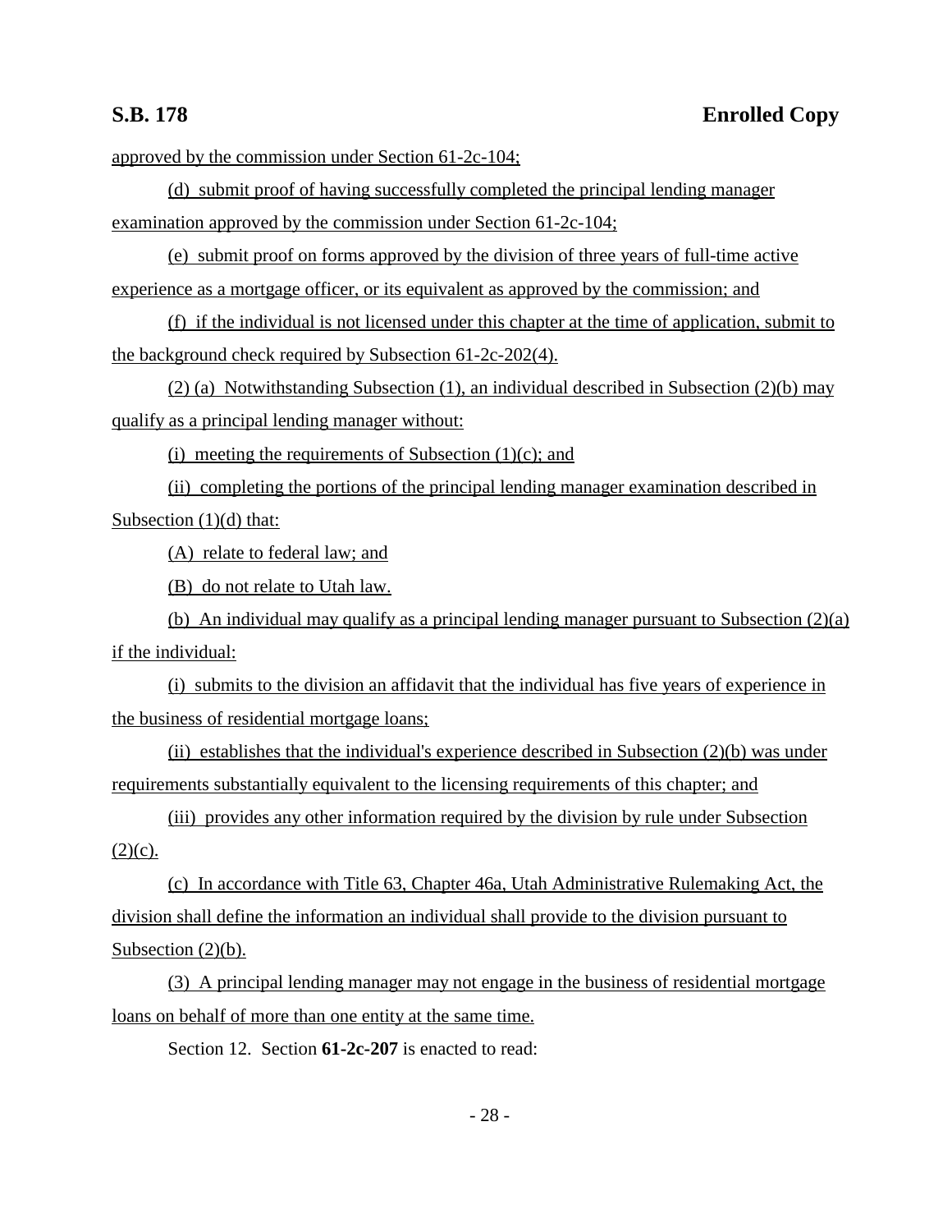approved by the commission under Section 61-2c-104;

(d) submit proof of having successfully completed the principal lending manager examination approved by the commission under Section 61-2c-104;

(e) submit proof on forms approved by the division of three years of full-time active experience as a mortgage officer, or its equivalent as approved by the commission; and

(f) if the individual is not licensed under this chapter at the time of application, submit to the background check required by Subsection 61-2c-202(4).

(2) (a) Notwithstanding Subsection (1), an individual described in Subsection (2)(b) may qualify as a principal lending manager without:

(i) meeting the requirements of Subsection (1)(c); and

(ii) completing the portions of the principal lending manager examination described in Subsection (1)(d) that:

(A) relate to federal law; and

(B) do not relate to Utah law.

(b) An individual may qualify as a principal lending manager pursuant to Subsection (2)(a) if the individual:

(i) submits to the division an affidavit that the individual has five years of experience in the business of residential mortgage loans;

(ii) establishes that the individual's experience described in Subsection (2)(b) was under requirements substantially equivalent to the licensing requirements of this chapter; and

(iii) provides any other information required by the division by rule under Subsection (2)(c).

(c) In accordance with Title 63, Chapter 46a, Utah Administrative Rulemaking Act, the division shall define the information an individual shall provide to the division pursuant to Subsection (2)(b).

(3) A principal lending manager may not engage in the business of residential mortgage loans on behalf of more than one entity at the same time.

Section 12. Section **61-2c-207** is enacted to read: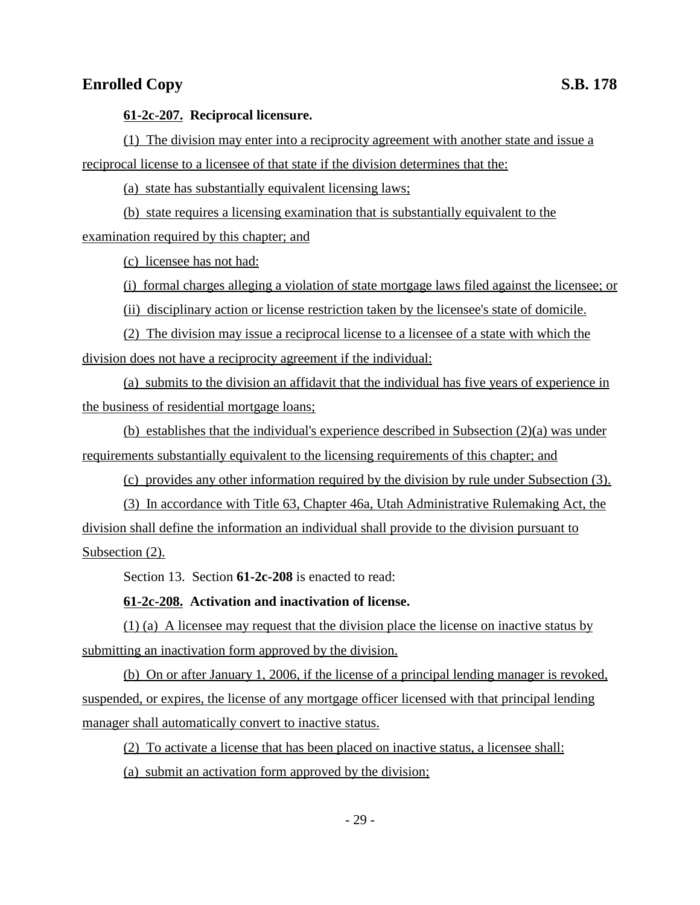**61-2c-207. Reciprocal licensure.**

(1) The division may enter into a reciprocity agreement with another state and issue a reciprocal license to a licensee of that state if the division determines that the:

(a) state has substantially equivalent licensing laws;

(b) state requires a licensing examination that is substantially equivalent to the examination required by this chapter; and

(c) licensee has not had:

(i) formal charges alleging a violation of state mortgage laws filed against the licensee; or

(ii) disciplinary action or license restriction taken by the licensee's state of domicile.

(2) The division may issue a reciprocal license to a licensee of a state with which the division does not have a reciprocity agreement if the individual:

(a) submits to the division an affidavit that the individual has five years of experience in the business of residential mortgage loans;

(b) establishes that the individual's experience described in Subsection (2)(a) was under requirements substantially equivalent to the licensing requirements of this chapter; and

(c) provides any other information required by the division by rule under Subsection (3).

(3) In accordance with Title 63, Chapter 46a, Utah Administrative Rulemaking Act, the division shall define the information an individual shall provide to the division pursuant to Subsection (2).

Section 13. Section **61-2c-208** is enacted to read:

**61-2c-208. Activation and inactivation of license.**

(1) (a) A licensee may request that the division place the license on inactive status by submitting an inactivation form approved by the division.

(b) On or after January 1, 2006, if the license of a principal lending manager is revoked, suspended, or expires, the license of any mortgage officer licensed with that principal lending manager shall automatically convert to inactive status.

(2) To activate a license that has been placed on inactive status, a licensee shall:

(a) submit an activation form approved by the division;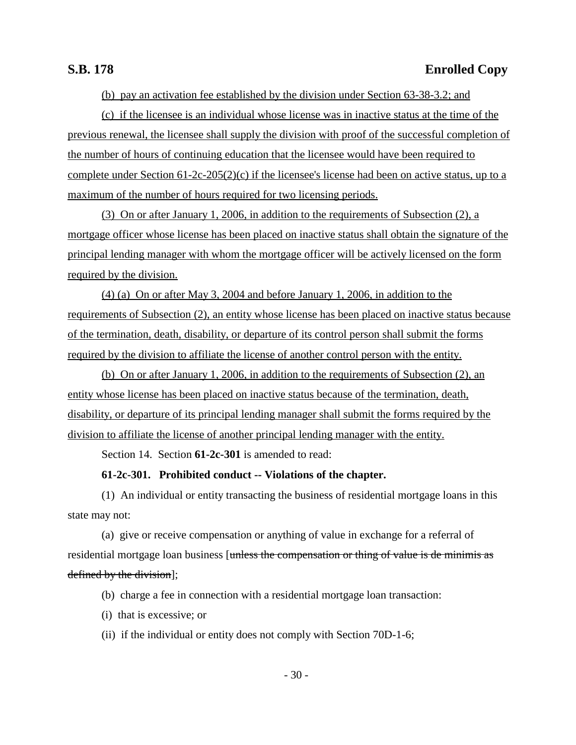(b) pay an activation fee established by the division under Section 63-38-3.2; and

(c) if the licensee is an individual whose license was in inactive status at the time of the previous renewal, the licensee shall supply the division with proof of the successful completion of the number of hours of continuing education that the licensee would have been required to complete under Section 61-2c-205(2)(c) if the licensee's license had been on active status, up to a maximum of the number of hours required for two licensing periods.

(3) On or after January 1, 2006, in addition to the requirements of Subsection (2), a mortgage officer whose license has been placed on inactive status shall obtain the signature of the principal lending manager with whom the mortgage officer will be actively licensed on the form required by the division.

(4) (a) On or after May 3, 2004 and before January 1, 2006, in addition to the requirements of Subsection (2), an entity whose license has been placed on inactive status because of the termination, death, disability, or departure of its control person shall submit the forms required by the division to affiliate the license of another control person with the entity.

(b) On or after January 1, 2006, in addition to the requirements of Subsection (2), an entity whose license has been placed on inactive status because of the termination, death, disability, or departure of its principal lending manager shall submit the forms required by the division to affiliate the license of another principal lending manager with the entity.

Section 14. Section **61-2c-301** is amended to read:

**61-2c-301. Prohibited conduct -- Violations of the chapter.**

(1) An individual or entity transacting the business of residential mortgage loans in this state may not:

(a) give or receive compensation or anything of value in exchange for a referral of residential mortgage loan business [~~unless the compensation or thing of value is de minimis as defined by the division~~];

(b) charge a fee in connection with a residential mortgage loan transaction:

(i) that is excessive; or

(ii) if the individual or entity does not comply with Section 70D-1-6;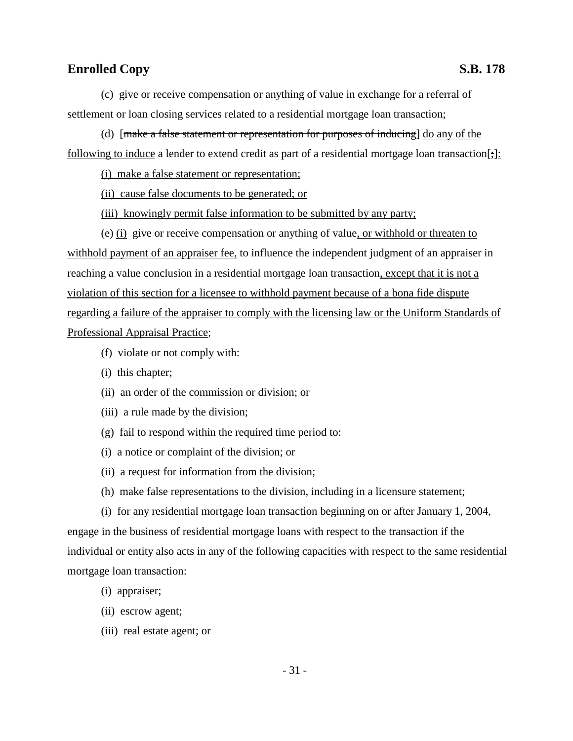(c) give or receive compensation or anything of value in exchange for a referral of settlement or loan closing services related to a residential mortgage loan transaction;

(d) [~~make a false statement or representation for purposes of inducing~~] <u>do any of the following to induce</u> a lender to extend credit as part of a residential mortgage loan transaction[~~;~~]<u>:</u>

<u>(i) make a false statement or representation;</u>

<u>(ii) cause false documents to be generated; or</u>

<u>(iii) knowingly permit false information to be submitted by any party;</u>

(e) <u>(i)</u> give or receive compensation or anything of value<u>, or withhold or threaten to withhold payment of an appraiser fee,</u> to influence the independent judgment of an appraiser in reaching a value conclusion in a residential mortgage loan transaction<u>, except that it is not a violation of this section for a licensee to withhold payment because of a bona fide dispute regarding a failure of the appraiser to comply with the licensing law or the Uniform Standards of Professional Appraisal Practice</u>;

(f) violate or not comply with:

(i) this chapter;

(ii) an order of the commission or division; or

(iii) a rule made by the division;

(g) fail to respond within the required time period to:

(i) a notice or complaint of the division; or

(ii) a request for information from the division;

(h) make false representations to the division, including in a licensure statement;

(i) for any residential mortgage loan transaction beginning on or after January 1, 2004, engage in the business of residential mortgage loans with respect to the transaction if the individual or entity also acts in any of the following capacities with respect to the same residential mortgage loan transaction:

(i) appraiser;

(ii) escrow agent;

(iii) real estate agent; or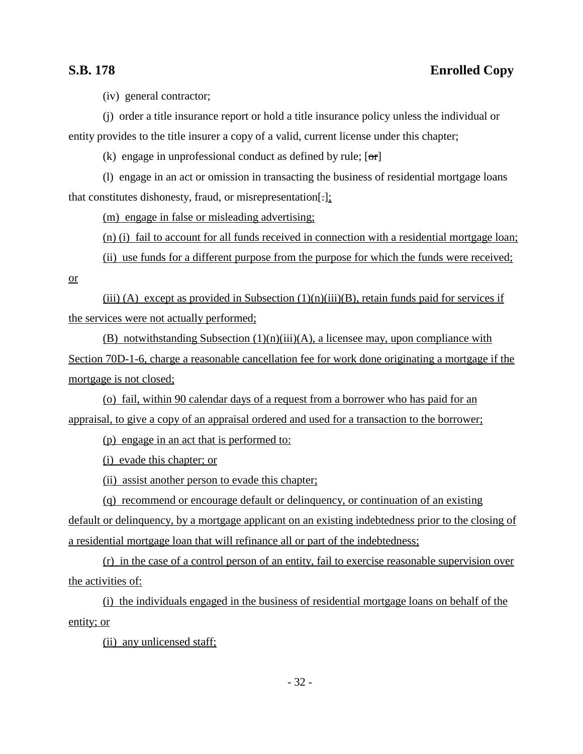(iv) general contractor;

(j) order a title insurance report or hold a title insurance policy unless the individual or entity provides to the title insurer a copy of a valid, current license under this chapter;

(k) engage in unprofessional conduct as defined by rule; [~~or~~]

(l) engage in an act or omission in transacting the business of residential mortgage loans that constitutes dishonesty, fraud, or misrepresentation[.]<u>;</u>

<u>(m) engage in false or misleading advertising;</u>

<u>(n) (i) fail to account for all funds received in connection with a residential mortgage loan;</u>

<u>(ii) use funds for a different purpose from the purpose for which the funds were received; or</u>

<u>(iii) (A) except as provided in Subsection (1)(n)(iii)(B), retain funds paid for services if the services were not actually performed;</u>

<u>(B) notwithstanding Subsection (1)(n)(iii)(A), a licensee may, upon compliance with Section 70D-1-6, charge a reasonable cancellation fee for work done originating a mortgage if the mortgage is not closed;</u>

<u>(o) fail, within 90 calendar days of a request from a borrower who has paid for an appraisal, to give a copy of an appraisal ordered and used for a transaction to the borrower;</u>

<u>(p) engage in an act that is performed to:</u>

<u>(i) evade this chapter; or</u>

<u>(ii) assist another person to evade this chapter;</u>

<u>(q) recommend or encourage default or delinquency, or continuation of an existing default or delinquency, by a mortgage applicant on an existing indebtedness prior to the closing of a residential mortgage loan that will refinance all or part of the indebtedness;</u>

<u>(r) in the case of a control person of an entity, fail to exercise reasonable supervision over the activities of:</u>

<u>(i) the individuals engaged in the business of residential mortgage loans on behalf of the entity; or</u>

<u>(ii) any unlicensed staff;</u>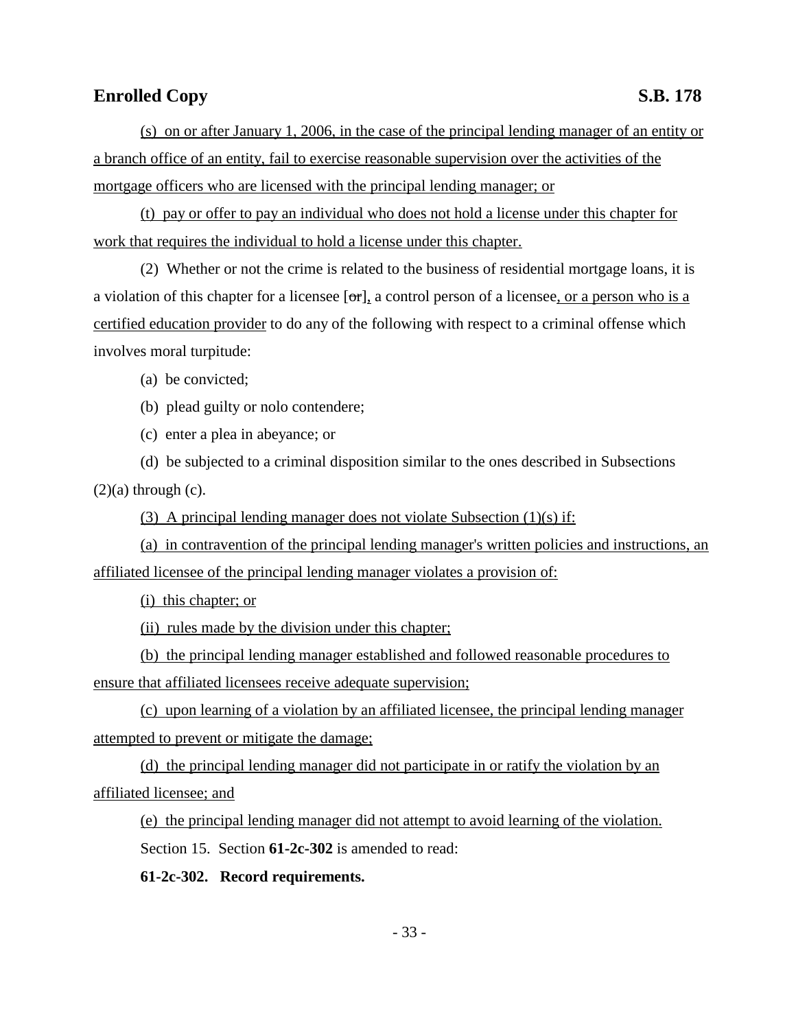(s) on or after January 1, 2006, in the case of the principal lending manager of an entity or a branch office of an entity, fail to exercise reasonable supervision over the activities of the mortgage officers who are licensed with the principal lending manager; or

(t) pay or offer to pay an individual who does not hold a license under this chapter for work that requires the individual to hold a license under this chapter.

(2) Whether or not the crime is related to the business of residential mortgage loans, it is a violation of this chapter for a licensee [~~or~~], a control person of a licensee, or a person who is a certified education provider to do any of the following with respect to a criminal offense which involves moral turpitude:

(a) be convicted;

(b) plead guilty or nolo contendere;

(c) enter a plea in abeyance; or

(d) be subjected to a criminal disposition similar to the ones described in Subsections (2)(a) through (c).

(3) A principal lending manager does not violate Subsection (1)(s) if:

(a) in contravention of the principal lending manager's written policies and instructions, an affiliated licensee of the principal lending manager violates a provision of:

(i) this chapter; or

(ii) rules made by the division under this chapter;

(b) the principal lending manager established and followed reasonable procedures to ensure that affiliated licensees receive adequate supervision;

(c) upon learning of a violation by an affiliated licensee, the principal lending manager attempted to prevent or mitigate the damage;

(d) the principal lending manager did not participate in or ratify the violation by an affiliated licensee; and

(e) the principal lending manager did not attempt to avoid learning of the violation.

Section 15. Section **61-2c-302** is amended to read:

**61-2c-302. Record requirements.**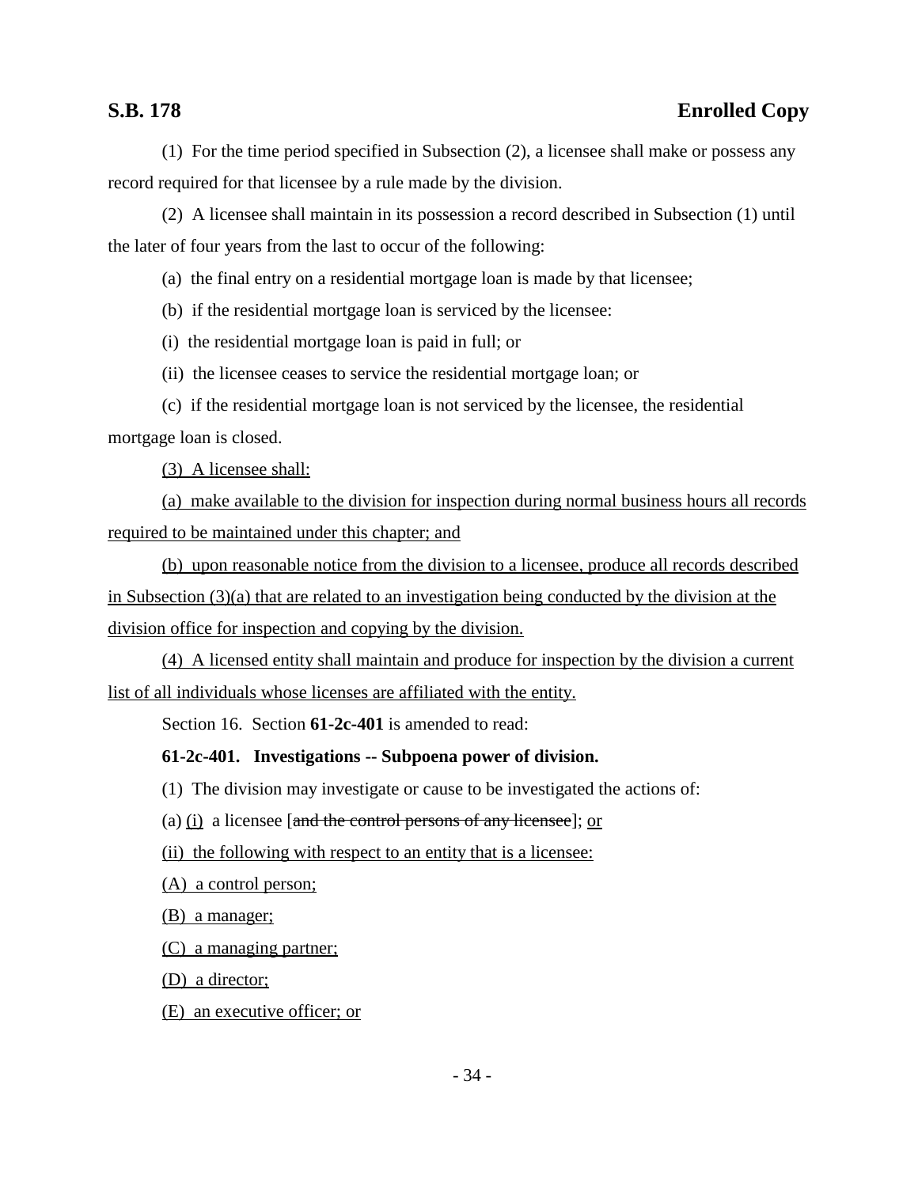(1) For the time period specified in Subsection (2), a licensee shall make or possess any record required for that licensee by a rule made by the division.

(2) A licensee shall maintain in its possession a record described in Subsection (1) until the later of four years from the last to occur of the following:

(a) the final entry on a residential mortgage loan is made by that licensee;

(b) if the residential mortgage loan is serviced by the licensee:

(i) the residential mortgage loan is paid in full; or

(ii) the licensee ceases to service the residential mortgage loan; or

(c) if the residential mortgage loan is not serviced by the licensee, the residential mortgage loan is closed.

<u>(3) A licensee shall:</u>

<u>(a) make available to the division for inspection during normal business hours all records required to be maintained under this chapter; and</u>

<u>(b) upon reasonable notice from the division to a licensee, produce all records described in Subsection (3)(a) that are related to an investigation being conducted by the division at the division office for inspection and copying by the division.</u>

<u>(4) A licensed entity shall maintain and produce for inspection by the division a current list of all individuals whose licenses are affiliated with the entity.</u>

Section 16. Section **61-2c-401** is amended to read:

**61-2c-401. Investigations -- Subpoena power of division.**

(1) The division may investigate or cause to be investigated the actions of:

(a) <u>(i)</u> a licensee [~~and the control persons of any licensee~~]; <u>or</u>

<u>(ii) the following with respect to an entity that is a licensee:</u>

<u>(A) a control person;</u>

<u>(B) a manager;</u>

<u>(C) a managing partner;</u>

<u>(D) a director;</u>

<u>(E) an executive officer; or</u>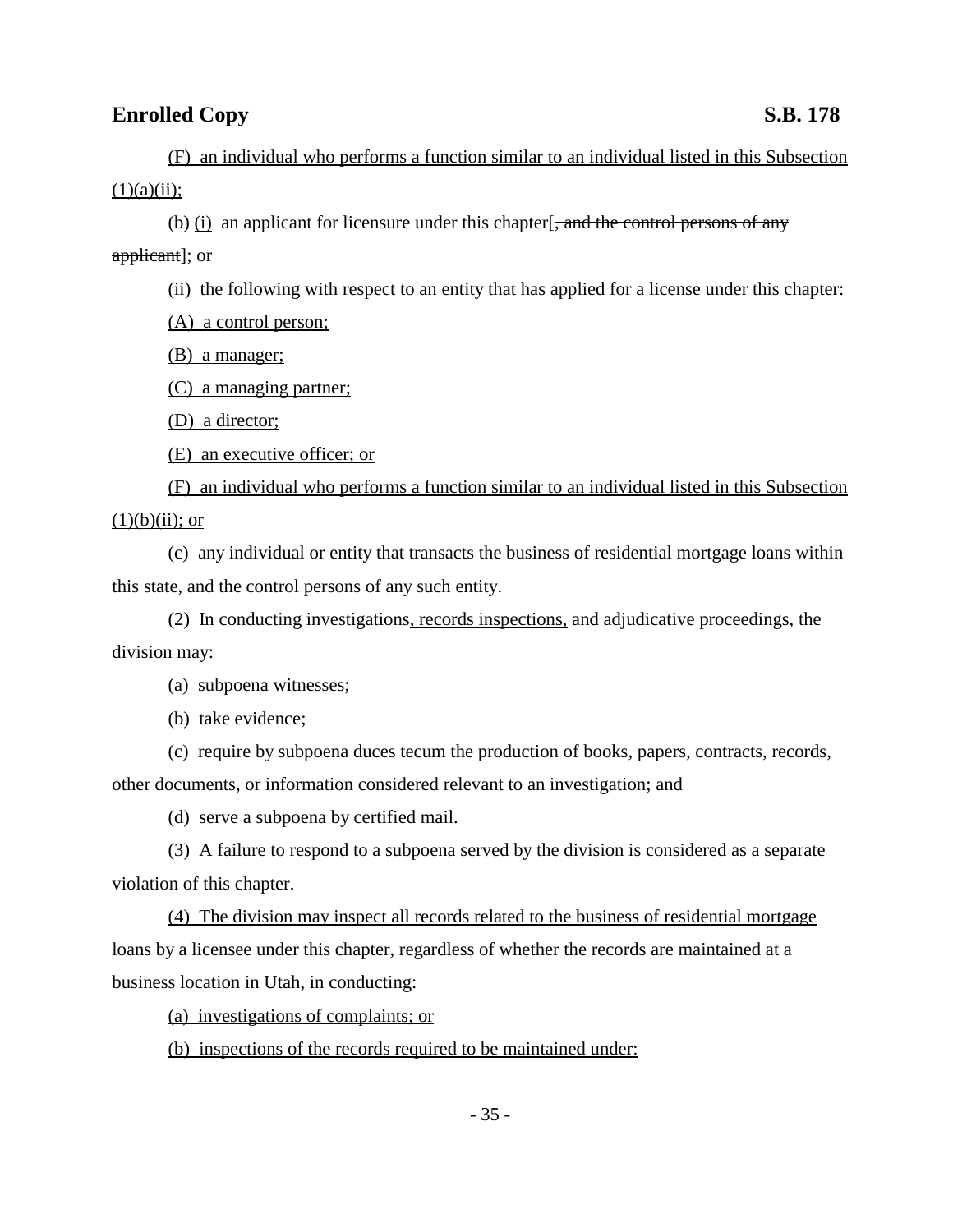(F) an individual who performs a function similar to an individual listed in this Subsection (1)(a)(ii);

(b) (i) an applicant for licensure under this chapter[, and the control persons of any applicant]; or

(ii) the following with respect to an entity that has applied for a license under this chapter:

(A) a control person;

(B) a manager;

(C) a managing partner;

(D) a director;

(E) an executive officer; or

(F) an individual who performs a function similar to an individual listed in this Subsection (1)(b)(ii); or

(c) any individual or entity that transacts the business of residential mortgage loans within this state, and the control persons of any such entity.

(2) In conducting investigations, records inspections, and adjudicative proceedings, the division may:

(a) subpoena witnesses;

(b) take evidence;

(c) require by subpoena duces tecum the production of books, papers, contracts, records, other documents, or information considered relevant to an investigation; and

(d) serve a subpoena by certified mail.

(3) A failure to respond to a subpoena served by the division is considered as a separate violation of this chapter.

(4) The division may inspect all records related to the business of residential mortgage loans by a licensee under this chapter, regardless of whether the records are maintained at a business location in Utah, in conducting:

(a) investigations of complaints; or

(b) inspections of the records required to be maintained under: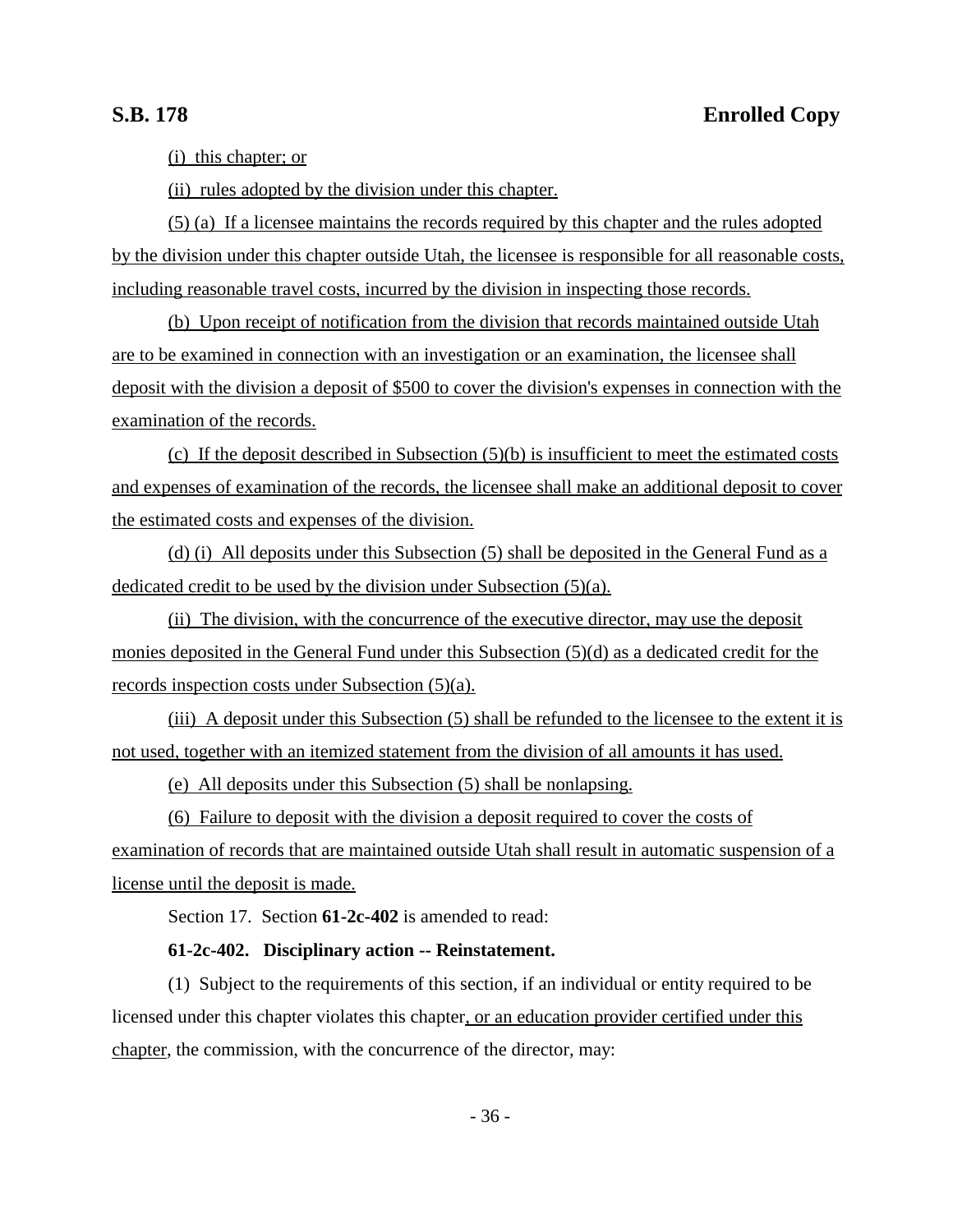(i) this chapter; or

(ii) rules adopted by the division under this chapter.

(5) (a) If a licensee maintains the records required by this chapter and the rules adopted by the division under this chapter outside Utah, the licensee is responsible for all reasonable costs, including reasonable travel costs, incurred by the division in inspecting those records.

(b) Upon receipt of notification from the division that records maintained outside Utah are to be examined in connection with an investigation or an examination, the licensee shall deposit with the division a deposit of $500 to cover the division's expenses in connection with the examination of the records.

(c) If the deposit described in Subsection (5)(b) is insufficient to meet the estimated costs and expenses of examination of the records, the licensee shall make an additional deposit to cover the estimated costs and expenses of the division.

(d) (i) All deposits under this Subsection (5) shall be deposited in the General Fund as a dedicated credit to be used by the division under Subsection (5)(a).

(ii) The division, with the concurrence of the executive director, may use the deposit monies deposited in the General Fund under this Subsection (5)(d) as a dedicated credit for the records inspection costs under Subsection (5)(a).

(iii) A deposit under this Subsection (5) shall be refunded to the licensee to the extent it is not used, together with an itemized statement from the division of all amounts it has used.

(e) All deposits under this Subsection (5) shall be nonlapsing.

(6) Failure to deposit with the division a deposit required to cover the costs of examination of records that are maintained outside Utah shall result in automatic suspension of a license until the deposit is made.

Section 17. Section **61-2c-402** is amended to read:

**61-2c-402. Disciplinary action -- Reinstatement.**

(1) Subject to the requirements of this section, if an individual or entity required to be licensed under this chapter violates this chapter, or an education provider certified under this chapter, the commission, with the concurrence of the director, may: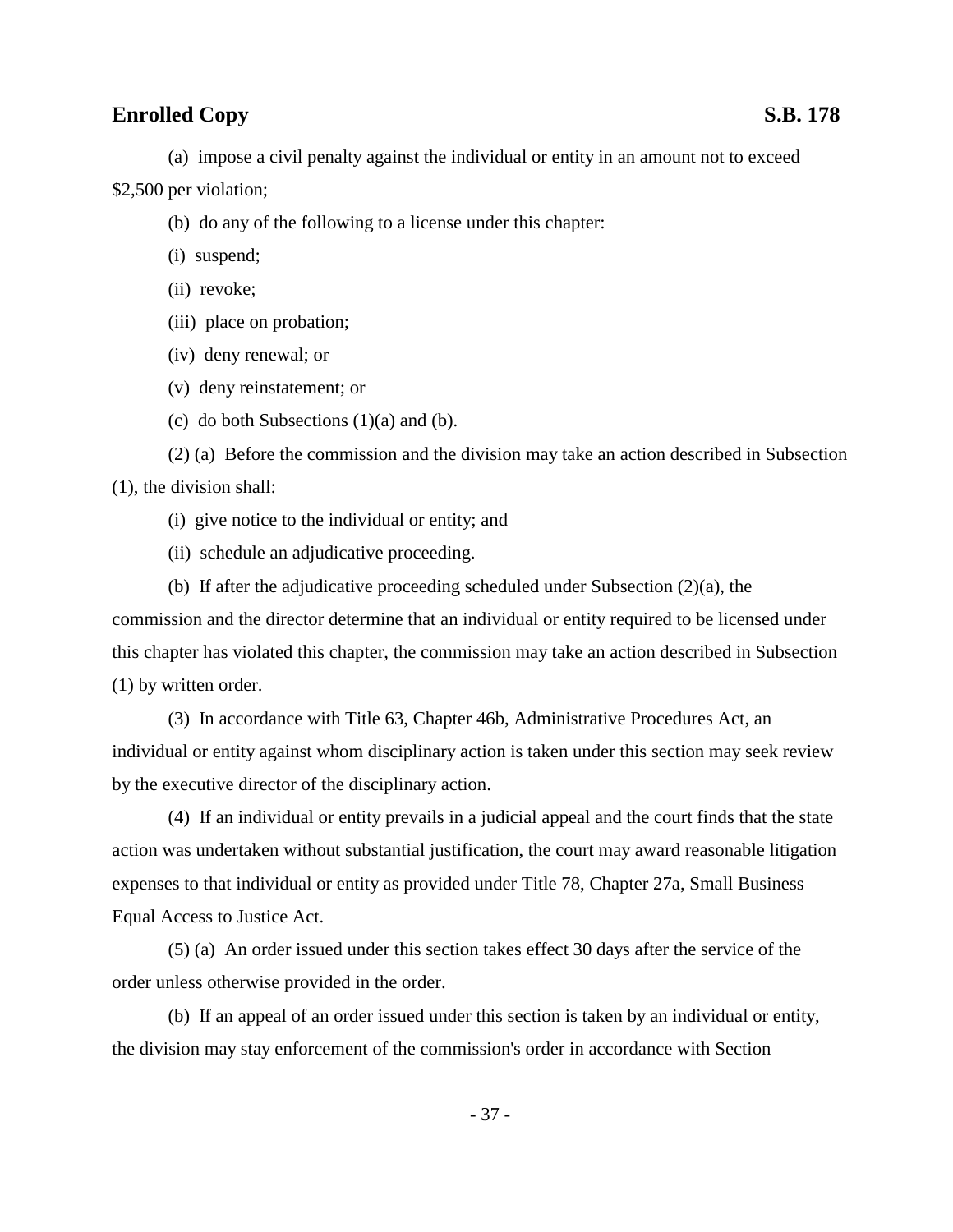(a) impose a civil penalty against the individual or entity in an amount not to exceed $2,500 per violation;

(b) do any of the following to a license under this chapter:

(i) suspend;

(ii) revoke;

(iii) place on probation;

(iv) deny renewal; or

(v) deny reinstatement; or

(c) do both Subsections (1)(a) and (b).

(2) (a) Before the commission and the division may take an action described in Subsection (1), the division shall:

(i) give notice to the individual or entity; and

(ii) schedule an adjudicative proceeding.

(b) If after the adjudicative proceeding scheduled under Subsection (2)(a), the commission and the director determine that an individual or entity required to be licensed under this chapter has violated this chapter, the commission may take an action described in Subsection (1) by written order.

(3) In accordance with Title 63, Chapter 46b, Administrative Procedures Act, an individual or entity against whom disciplinary action is taken under this section may seek review by the executive director of the disciplinary action.

(4) If an individual or entity prevails in a judicial appeal and the court finds that the state action was undertaken without substantial justification, the court may award reasonable litigation expenses to that individual or entity as provided under Title 78, Chapter 27a, Small Business Equal Access to Justice Act.

(5) (a) An order issued under this section takes effect 30 days after the service of the order unless otherwise provided in the order.

(b) If an appeal of an order issued under this section is taken by an individual or entity, the division may stay enforcement of the commission's order in accordance with Section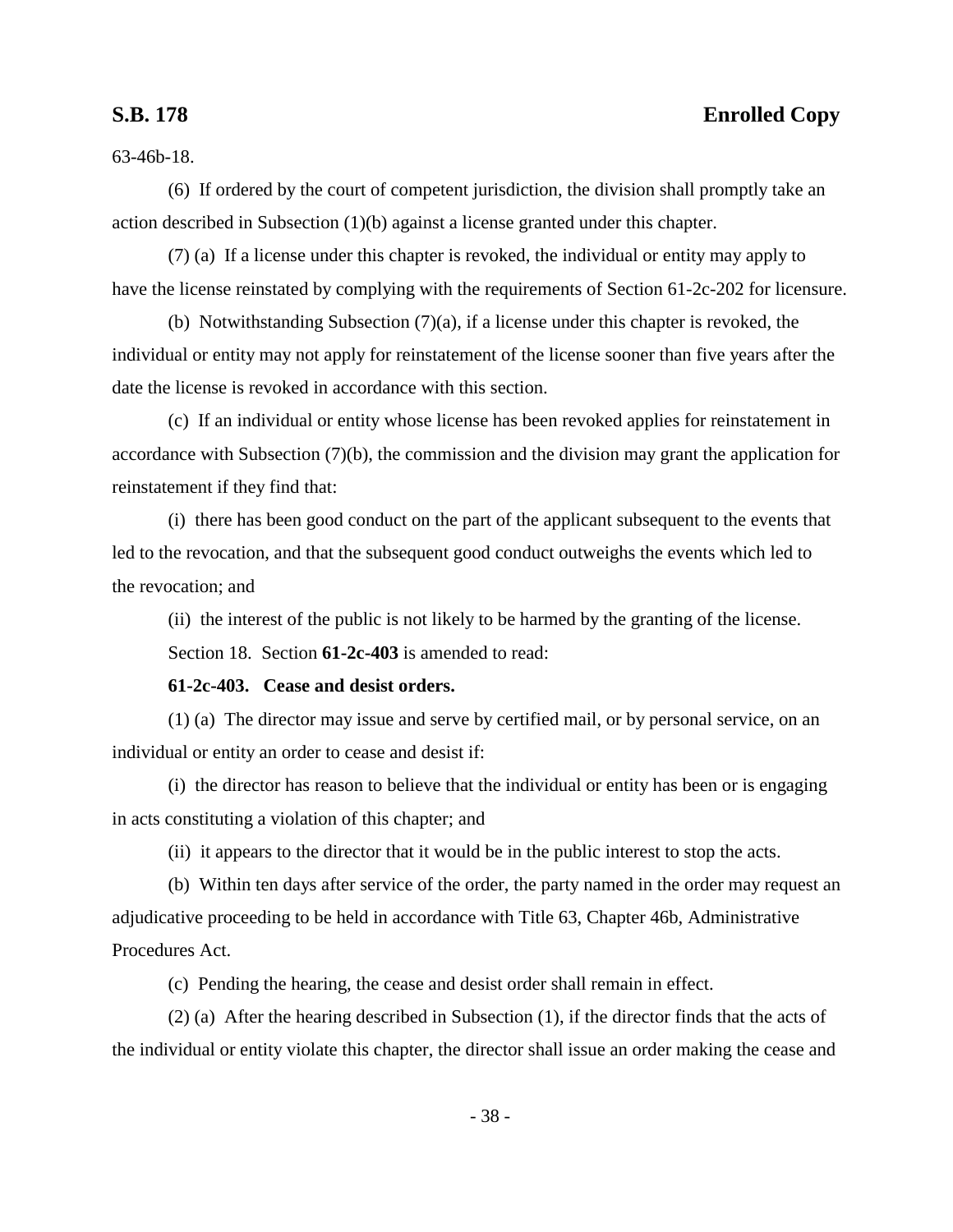63-46b-18.

(6) If ordered by the court of competent jurisdiction, the division shall promptly take an action described in Subsection (1)(b) against a license granted under this chapter.

(7) (a) If a license under this chapter is revoked, the individual or entity may apply to have the license reinstated by complying with the requirements of Section 61-2c-202 for licensure.

(b) Notwithstanding Subsection (7)(a), if a license under this chapter is revoked, the individual or entity may not apply for reinstatement of the license sooner than five years after the date the license is revoked in accordance with this section.

(c) If an individual or entity whose license has been revoked applies for reinstatement in accordance with Subsection (7)(b), the commission and the division may grant the application for reinstatement if they find that:

(i) there has been good conduct on the part of the applicant subsequent to the events that led to the revocation, and that the subsequent good conduct outweighs the events which led to the revocation; and

(ii) the interest of the public is not likely to be harmed by the granting of the license.

Section 18. Section **61-2c-403** is amended to read:

**61-2c-403. Cease and desist orders.**

(1) (a) The director may issue and serve by certified mail, or by personal service, on an individual or entity an order to cease and desist if:

(i) the director has reason to believe that the individual or entity has been or is engaging in acts constituting a violation of this chapter; and

(ii) it appears to the director that it would be in the public interest to stop the acts.

(b) Within ten days after service of the order, the party named in the order may request an adjudicative proceeding to be held in accordance with Title 63, Chapter 46b, Administrative Procedures Act.

(c) Pending the hearing, the cease and desist order shall remain in effect.

(2) (a) After the hearing described in Subsection (1), if the director finds that the acts of the individual or entity violate this chapter, the director shall issue an order making the cease and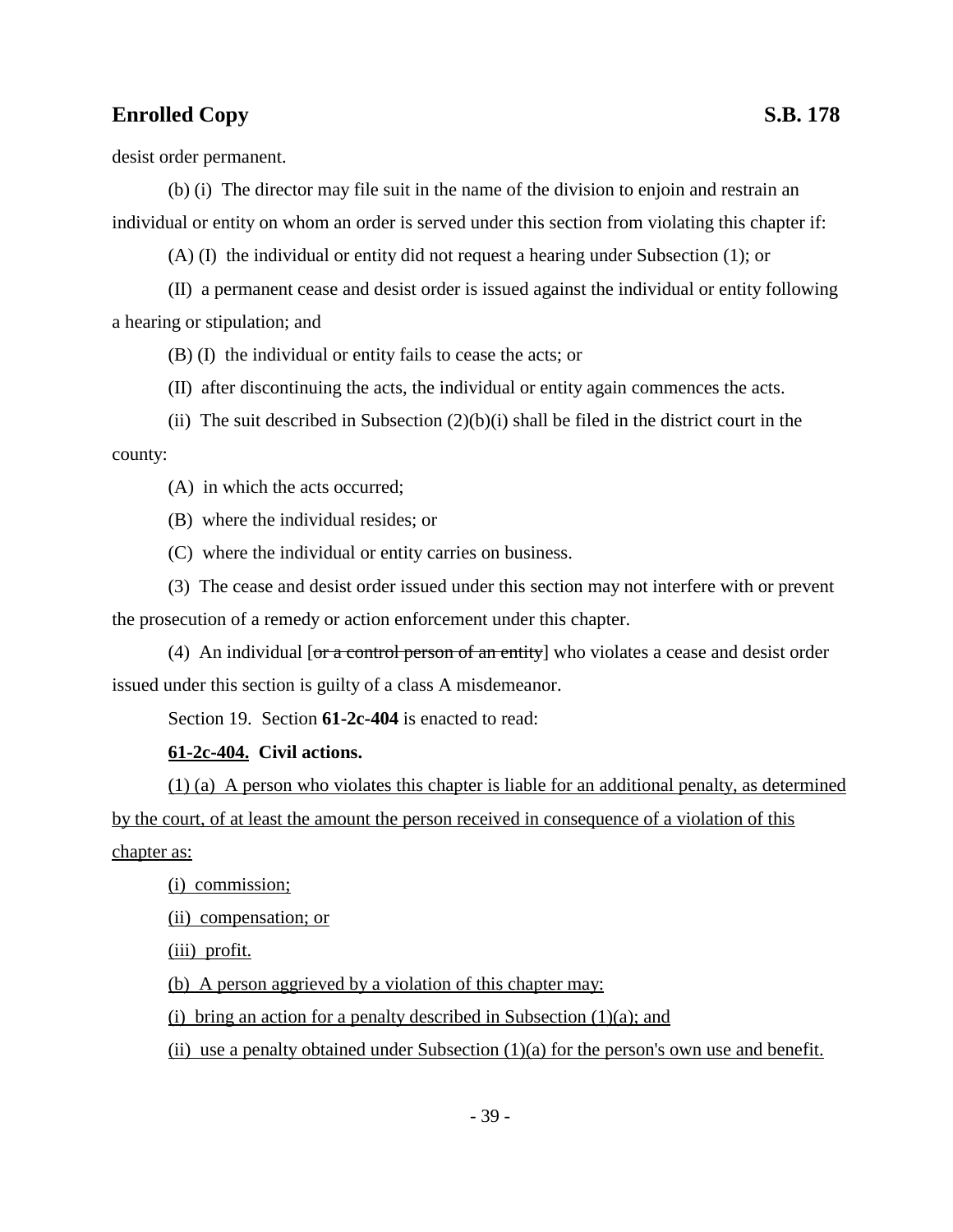desist order permanent.

(b) (i) The director may file suit in the name of the division to enjoin and restrain an individual or entity on whom an order is served under this section from violating this chapter if:

(A) (I) the individual or entity did not request a hearing under Subsection (1); or

(II) a permanent cease and desist order is issued against the individual or entity following a hearing or stipulation; and

(B) (I) the individual or entity fails to cease the acts; or

(II) after discontinuing the acts, the individual or entity again commences the acts.

(ii) The suit described in Subsection (2)(b)(i) shall be filed in the district court in the county:

(A) in which the acts occurred;

(B) where the individual resides; or

(C) where the individual or entity carries on business.

(3) The cease and desist order issued under this section may not interfere with or prevent the prosecution of a remedy or action enforcement under this chapter.

(4) An individual [~~or a control person of an entity~~] who violates a cease and desist order issued under this section is guilty of a class A misdemeanor.

Section 19. Section **61-2c-404** is enacted to read:

**<u>61-2c-404.</u> Civil actions.**

<u>(1) (a) A person who violates this chapter is liable for an additional penalty, as determined by the court, of at least the amount the person received in consequence of a violation of this chapter as:</u>

<u>(i) commission;</u>

<u>(ii) compensation; or</u>

<u>(iii) profit.</u>

<u>(b) A person aggrieved by a violation of this chapter may:</u>

<u>(i) bring an action for a penalty described in Subsection (1)(a); and</u>

<u>(ii) use a penalty obtained under Subsection (1)(a) for the person's own use and benefit.</u>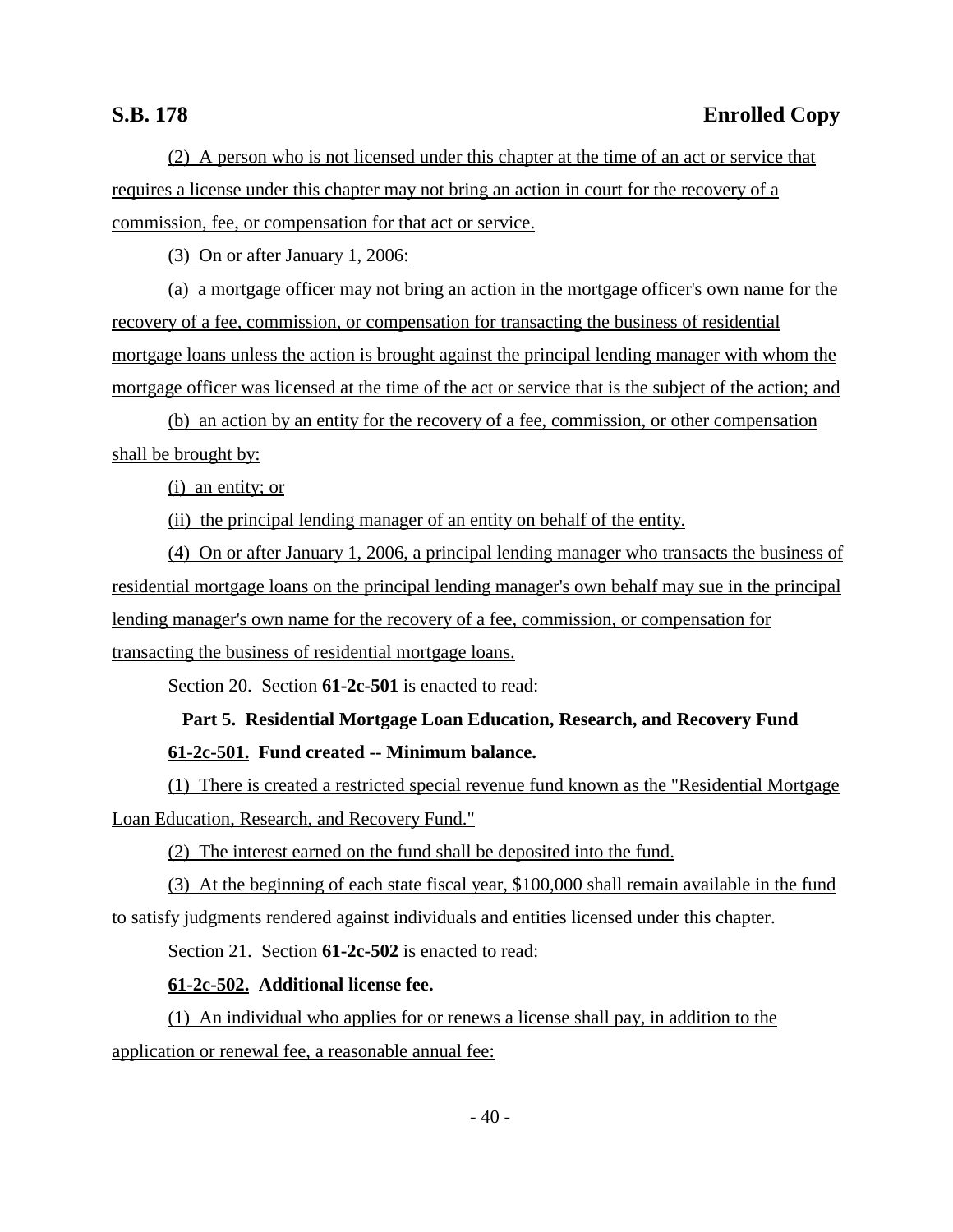(2) A person who is not licensed under this chapter at the time of an act or service that requires a license under this chapter may not bring an action in court for the recovery of a commission, fee, or compensation for that act or service.

(3) On or after January 1, 2006:

(a) a mortgage officer may not bring an action in the mortgage officer's own name for the recovery of a fee, commission, or compensation for transacting the business of residential mortgage loans unless the action is brought against the principal lending manager with whom the mortgage officer was licensed at the time of the act or service that is the subject of the action; and

(b) an action by an entity for the recovery of a fee, commission, or other compensation shall be brought by:

(i) an entity; or

(ii) the principal lending manager of an entity on behalf of the entity.

(4) On or after January 1, 2006, a principal lending manager who transacts the business of residential mortgage loans on the principal lending manager's own behalf may sue in the principal lending manager's own name for the recovery of a fee, commission, or compensation for transacting the business of residential mortgage loans.

Section 20. Section **61-2c-501** is enacted to read:

**Part 5. Residential Mortgage Loan Education, Research, and Recovery Fund**

**61-2c-501. Fund created -- Minimum balance.**

(1) There is created a restricted special revenue fund known as the "Residential Mortgage Loan Education, Research, and Recovery Fund."

(2) The interest earned on the fund shall be deposited into the fund.

(3) At the beginning of each state fiscal year, $100,000 shall remain available in the fund to satisfy judgments rendered against individuals and entities licensed under this chapter.

Section 21. Section **61-2c-502** is enacted to read:

**61-2c-502. Additional license fee.**

(1) An individual who applies for or renews a license shall pay, in addition to the application or renewal fee, a reasonable annual fee: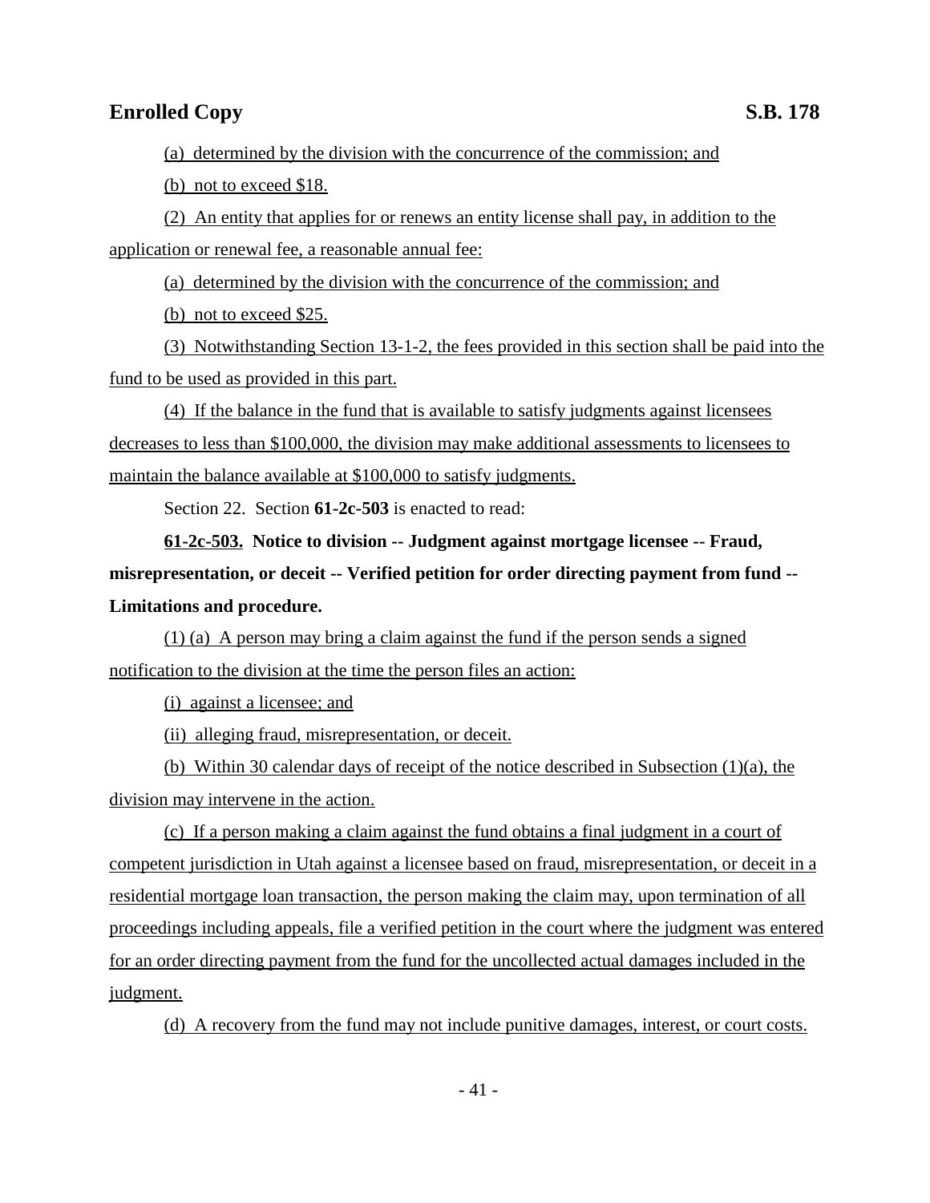(a) determined by the division with the concurrence of the commission; and

(b) not to exceed $18.

(2) An entity that applies for or renews an entity license shall pay, in addition to the application or renewal fee, a reasonable annual fee:

(a) determined by the division with the concurrence of the commission; and

(b) not to exceed $25.

(3) Notwithstanding Section 13-1-2, the fees provided in this section shall be paid into the fund to be used as provided in this part.

(4) If the balance in the fund that is available to satisfy judgments against licensees decreases to less than $100,000, the division may make additional assessments to licensees to maintain the balance available at $100,000 to satisfy judgments.

Section 22. Section **61-2c-503** is enacted to read:

**61-2c-503. Notice to division -- Judgment against mortgage licensee -- Fraud, misrepresentation, or deceit -- Verified petition for order directing payment from fund -- Limitations and procedure.**

(1) (a) A person may bring a claim against the fund if the person sends a signed notification to the division at the time the person files an action:

(i) against a licensee; and

(ii) alleging fraud, misrepresentation, or deceit.

(b) Within 30 calendar days of receipt of the notice described in Subsection (1)(a), the division may intervene in the action.

(c) If a person making a claim against the fund obtains a final judgment in a court of competent jurisdiction in Utah against a licensee based on fraud, misrepresentation, or deceit in a residential mortgage loan transaction, the person making the claim may, upon termination of all proceedings including appeals, file a verified petition in the court where the judgment was entered for an order directing payment from the fund for the uncollected actual damages included in the judgment.

(d) A recovery from the fund may not include punitive damages, interest, or court costs.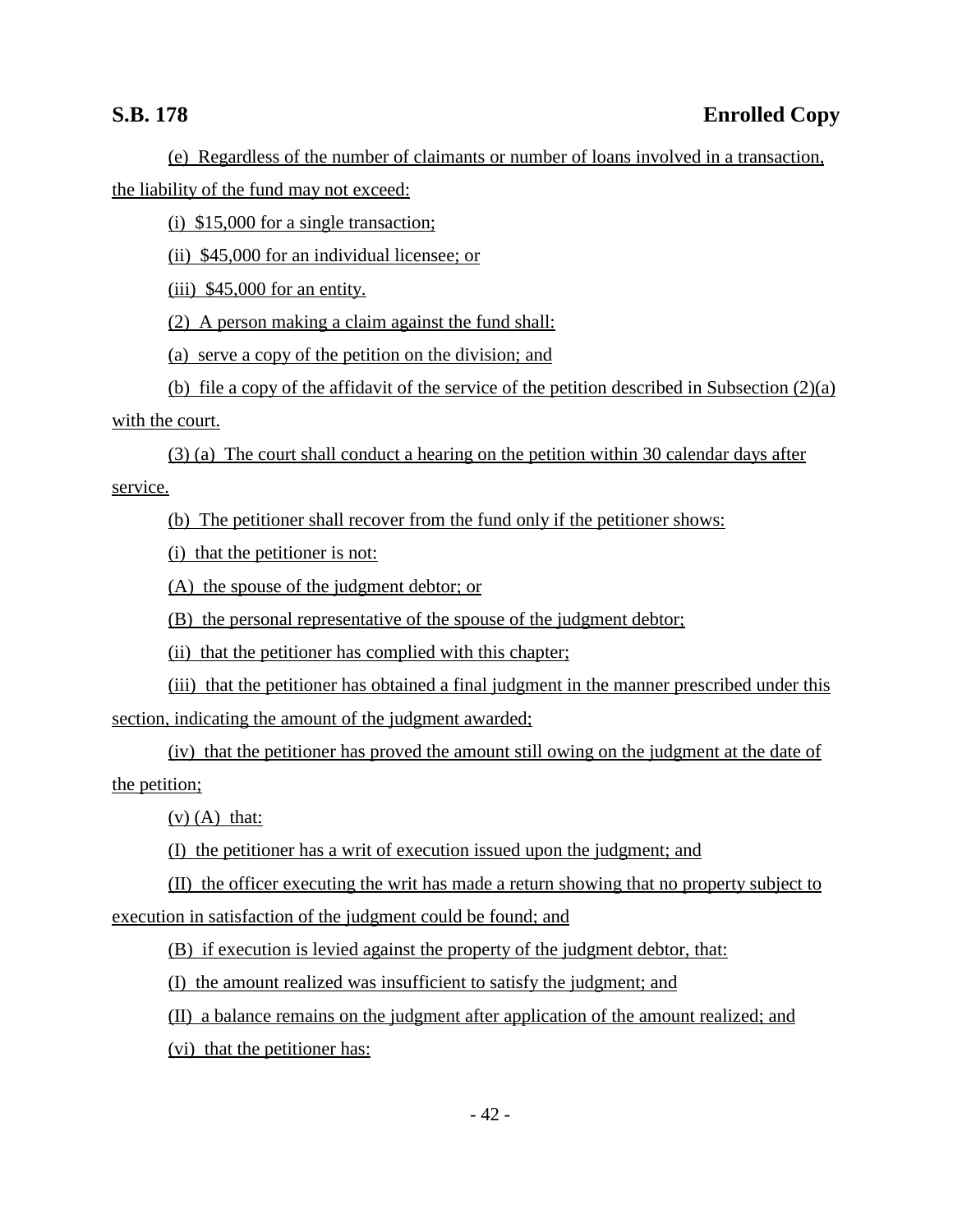(e) Regardless of the number of claimants or number of loans involved in a transaction, the liability of the fund may not exceed:

(i) $15,000 for a single transaction;

(ii) $45,000 for an individual licensee; or

(iii) $45,000 for an entity.

(2) A person making a claim against the fund shall:

(a) serve a copy of the petition on the division; and

(b) file a copy of the affidavit of the service of the petition described in Subsection (2)(a) with the court.

(3) (a) The court shall conduct a hearing on the petition within 30 calendar days after service.

(b) The petitioner shall recover from the fund only if the petitioner shows:

(i) that the petitioner is not:

(A) the spouse of the judgment debtor; or

(B) the personal representative of the spouse of the judgment debtor;

(ii) that the petitioner has complied with this chapter;

(iii) that the petitioner has obtained a final judgment in the manner prescribed under this section, indicating the amount of the judgment awarded;

(iv) that the petitioner has proved the amount still owing on the judgment at the date of the petition;

(v) (A) that:

(I) the petitioner has a writ of execution issued upon the judgment; and

(II) the officer executing the writ has made a return showing that no property subject to execution in satisfaction of the judgment could be found; and

(B) if execution is levied against the property of the judgment debtor, that:

(I) the amount realized was insufficient to satisfy the judgment; and

(II) a balance remains on the judgment after application of the amount realized; and

(vi) that the petitioner has: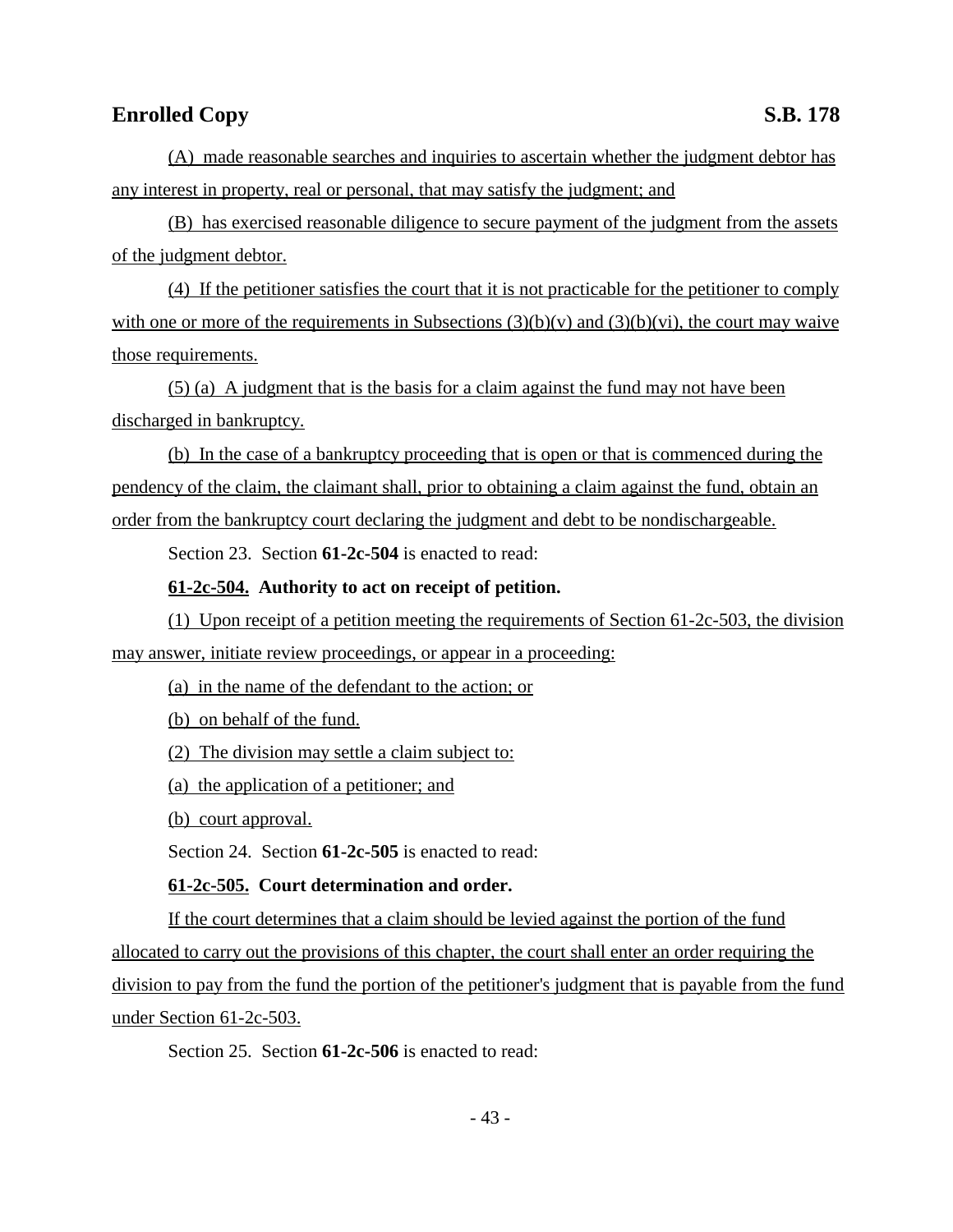(A) made reasonable searches and inquiries to ascertain whether the judgment debtor has any interest in property, real or personal, that may satisfy the judgment; and

(B) has exercised reasonable diligence to secure payment of the judgment from the assets of the judgment debtor.

(4) If the petitioner satisfies the court that it is not practicable for the petitioner to comply with one or more of the requirements in Subsections (3)(b)(v) and (3)(b)(vi), the court may waive those requirements.

(5) (a) A judgment that is the basis for a claim against the fund may not have been discharged in bankruptcy.

(b) In the case of a bankruptcy proceeding that is open or that is commenced during the pendency of the claim, the claimant shall, prior to obtaining a claim against the fund, obtain an order from the bankruptcy court declaring the judgment and debt to be nondischargeable.

Section 23. Section **61-2c-504** is enacted to read:

**61-2c-504. Authority to act on receipt of petition.**

(1) Upon receipt of a petition meeting the requirements of Section 61-2c-503, the division may answer, initiate review proceedings, or appear in a proceeding:

(a) in the name of the defendant to the action; or

(b) on behalf of the fund.

(2) The division may settle a claim subject to:

(a) the application of a petitioner; and

(b) court approval.

Section 24. Section **61-2c-505** is enacted to read:

**61-2c-505. Court determination and order.**

If the court determines that a claim should be levied against the portion of the fund allocated to carry out the provisions of this chapter, the court shall enter an order requiring the division to pay from the fund the portion of the petitioner's judgment that is payable from the fund under Section 61-2c-503.

Section 25. Section **61-2c-506** is enacted to read: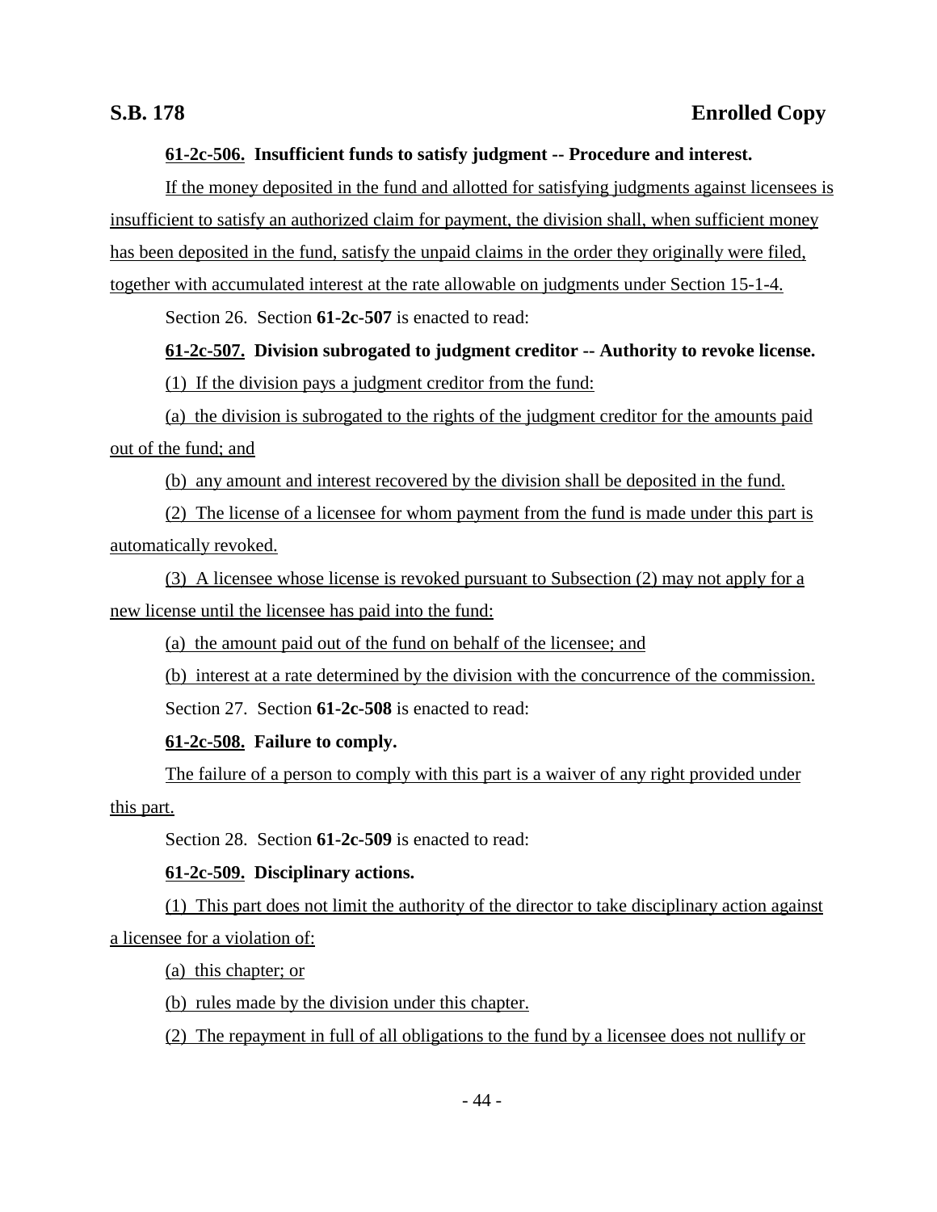**61-2c-506. Insufficient funds to satisfy judgment -- Procedure and interest.**

If the money deposited in the fund and allotted for satisfying judgments against licensees is insufficient to satisfy an authorized claim for payment, the division shall, when sufficient money has been deposited in the fund, satisfy the unpaid claims in the order they originally were filed, together with accumulated interest at the rate allowable on judgments under Section 15-1-4.

Section 26. Section **61-2c-507** is enacted to read:

**61-2c-507. Division subrogated to judgment creditor -- Authority to revoke license.**

(1) If the division pays a judgment creditor from the fund:

(a) the division is subrogated to the rights of the judgment creditor for the amounts paid out of the fund; and

(b) any amount and interest recovered by the division shall be deposited in the fund.

(2) The license of a licensee for whom payment from the fund is made under this part is automatically revoked.

(3) A licensee whose license is revoked pursuant to Subsection (2) may not apply for a new license until the licensee has paid into the fund:

(a) the amount paid out of the fund on behalf of the licensee; and

(b) interest at a rate determined by the division with the concurrence of the commission.

Section 27. Section **61-2c-508** is enacted to read:

**61-2c-508. Failure to comply.**

The failure of a person to comply with this part is a waiver of any right provided under this part.

Section 28. Section **61-2c-509** is enacted to read:

**61-2c-509. Disciplinary actions.**

(1) This part does not limit the authority of the director to take disciplinary action against a licensee for a violation of:

(a) this chapter; or

(b) rules made by the division under this chapter.

(2) The repayment in full of all obligations to the fund by a licensee does not nullify or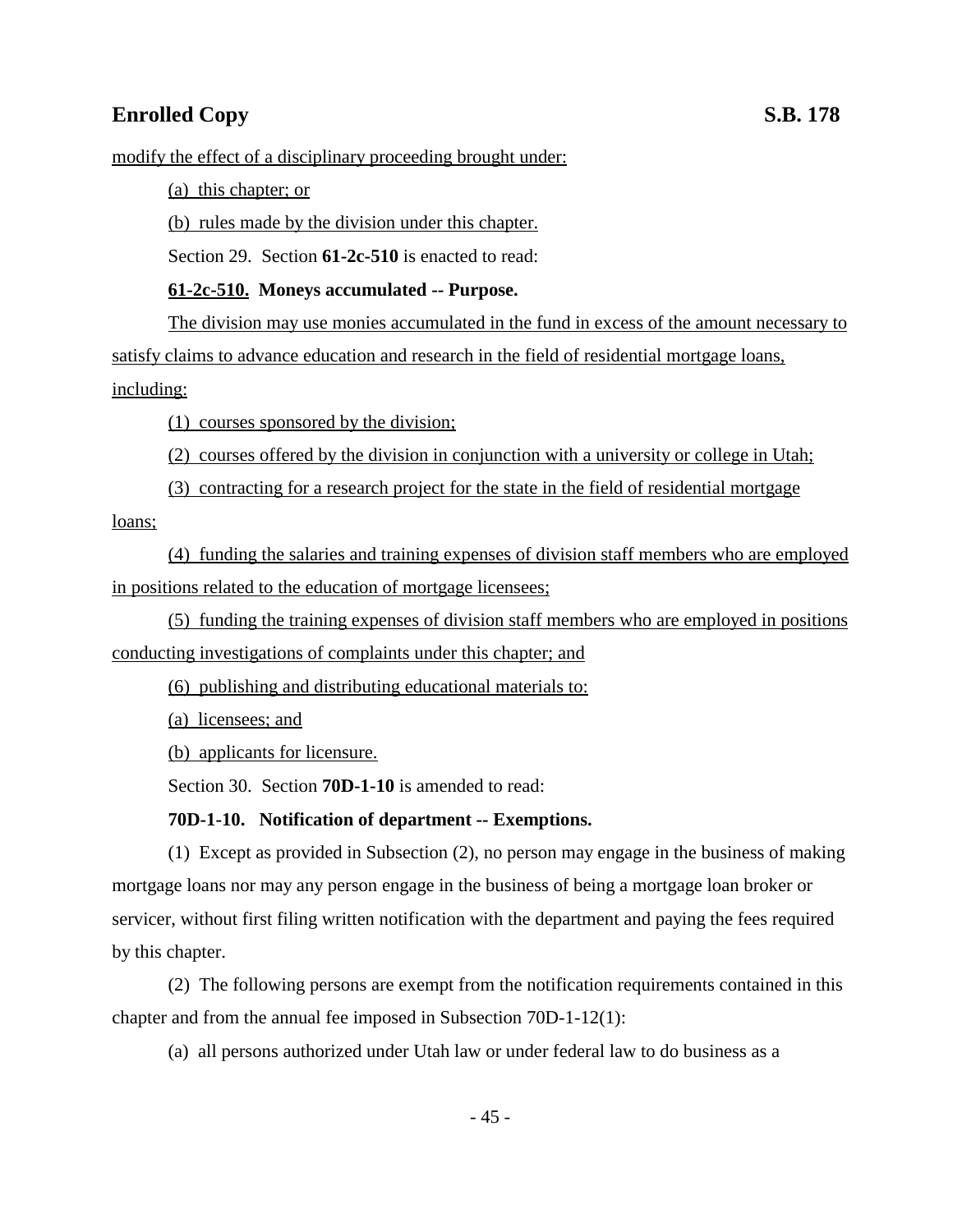modify the effect of a disciplinary proceeding brought under:

(a) this chapter; or

(b) rules made by the division under this chapter.

Section 29. Section **61-2c-510** is enacted to read:

**61-2c-510. Moneys accumulated -- Purpose.**

The division may use monies accumulated in the fund in excess of the amount necessary to satisfy claims to advance education and research in the field of residential mortgage loans, including:

(1) courses sponsored by the division;

(2) courses offered by the division in conjunction with a university or college in Utah;

(3) contracting for a research project for the state in the field of residential mortgage loans;

(4) funding the salaries and training expenses of division staff members who are employed in positions related to the education of mortgage licensees;

(5) funding the training expenses of division staff members who are employed in positions conducting investigations of complaints under this chapter; and

(6) publishing and distributing educational materials to:

(a) licensees; and

(b) applicants for licensure.

Section 30. Section **70D-1-10** is amended to read:

**70D-1-10. Notification of department -- Exemptions.**

(1) Except as provided in Subsection (2), no person may engage in the business of making mortgage loans nor may any person engage in the business of being a mortgage loan broker or servicer, without first filing written notification with the department and paying the fees required by this chapter.

(2) The following persons are exempt from the notification requirements contained in this chapter and from the annual fee imposed in Subsection 70D-1-12(1):

(a) all persons authorized under Utah law or under federal law to do business as a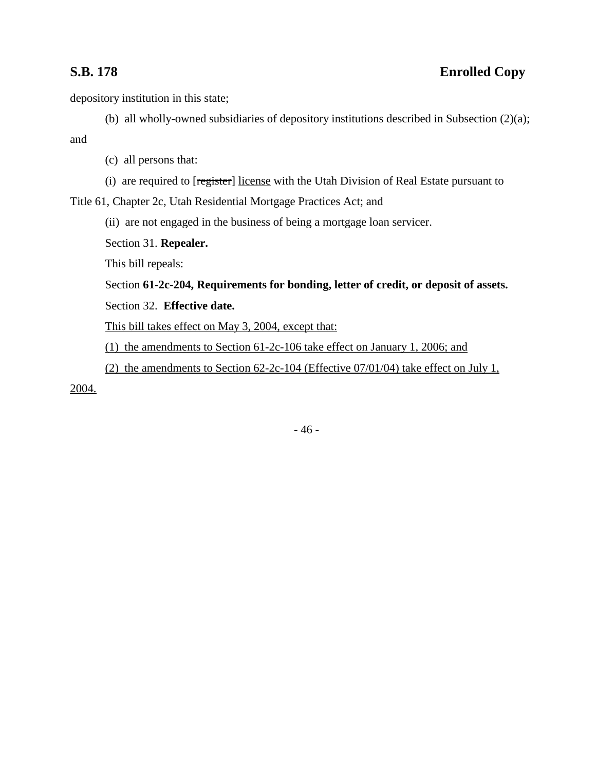depository institution in this state;

(b) all wholly-owned subsidiaries of depository institutions described in Subsection (2)(a); and

(c) all persons that:

(i) are required to [~~register~~] <u>license</u> with the Utah Division of Real Estate pursuant to Title 61, Chapter 2c, Utah Residential Mortgage Practices Act; and

(ii) are not engaged in the business of being a mortgage loan servicer.

Section 31. **Repealer.**

This bill repeals:

Section **61-2c-204, Requirements for bonding, letter of credit, or deposit of assets.**

Section 32. **Effective date.**

<u>This bill takes effect on May 3, 2004, except that:</u>

<u>(1) the amendments to Section 61-2c-106 take effect on January 1, 2006; and</u>

<u>(2) the amendments to Section 62-2c-104 (Effective 07/01/04) take effect on July 1, 2004.</u>